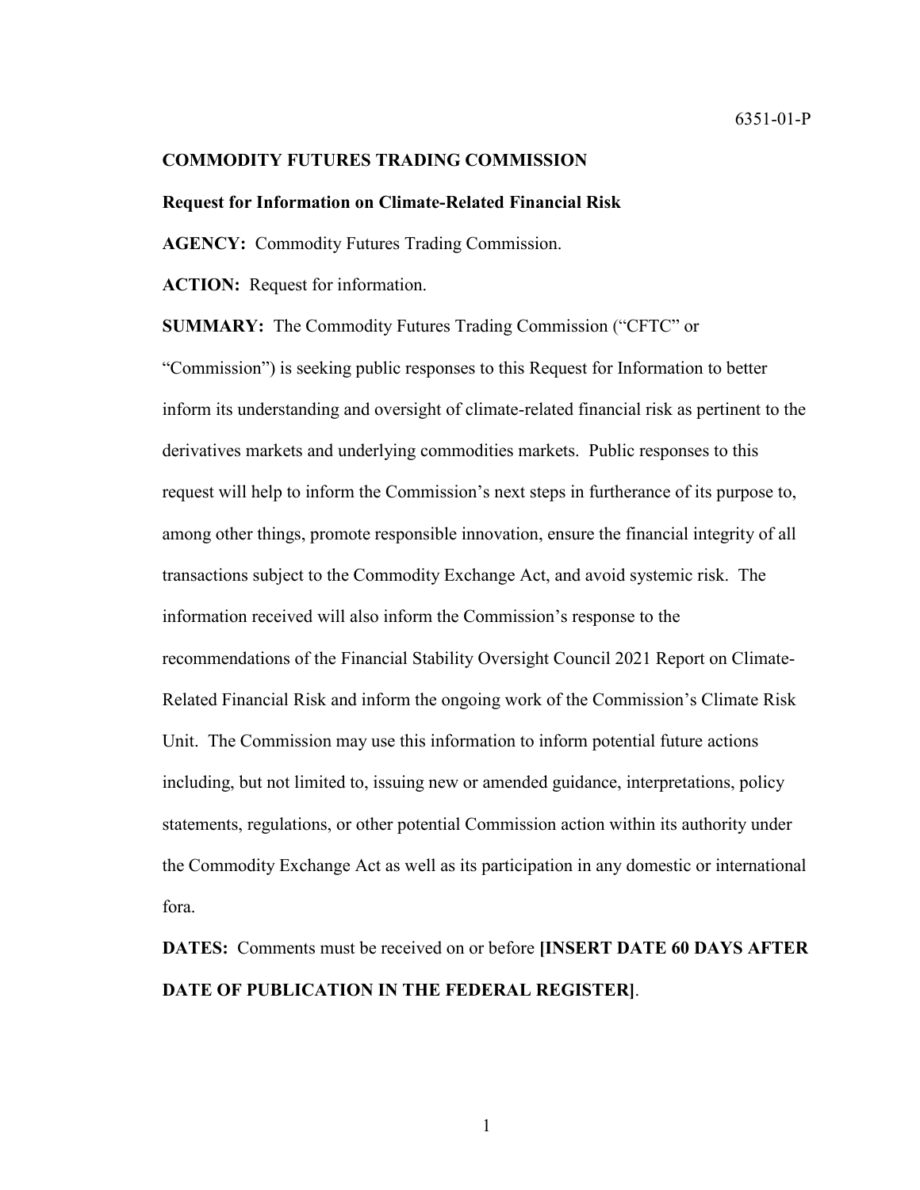6351-01-P

**COMMODITY FUTURES TRADING COMMISSION**

**Request for Information on Climate-Related Financial Risk**

**AGENCY:** Commodity Futures Trading Commission.

**ACTION:** Request for information.

**SUMMARY:** The Commodity Futures Trading Commission ("CFTC" or "Commission") is seeking public responses to this Request for Information to better inform its understanding and oversight of climate-related financial risk as pertinent to the derivatives markets and underlying commodities markets. Public responses to this request will help to inform the Commission's next steps in furtherance of its purpose to, among other things, promote responsible innovation, ensure the financial integrity of all transactions subject to the Commodity Exchange Act, and avoid systemic risk. The information received will also inform the Commission's response to the recommendations of the Financial Stability Oversight Council 2021 Report on Climate-Related Financial Risk and inform the ongoing work of the Commission's Climate Risk Unit. The Commission may use this information to inform potential future actions including, but not limited to, issuing new or amended guidance, interpretations, policy statements, regulations, or other potential Commission action within its authority under the Commodity Exchange Act as well as its participation in any domestic or international fora.

**DATES:** Comments must be received on or before **[INSERT DATE 60 DAYS AFTER DATE OF PUBLICATION IN THE FEDERAL REGISTER]**.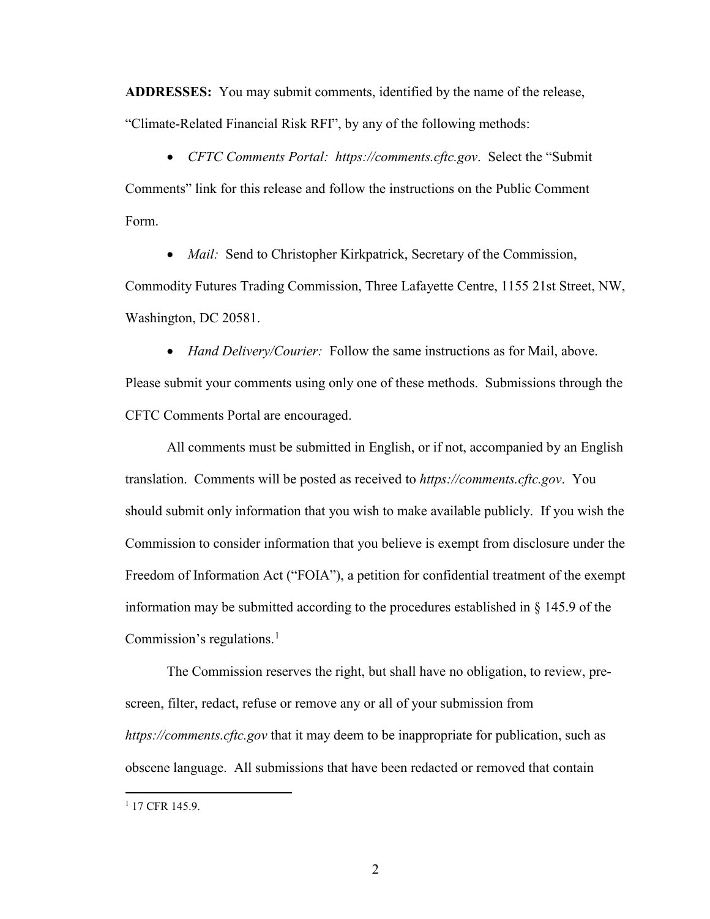**ADDRESSES:** You may submit comments, identified by the name of the release, "Climate-Related Financial Risk RFI", by any of the following methods:

- *CFTC Comments Portal: https://comments.cftc.gov*. Select the "Submit Comments" link for this release and follow the instructions on the Public Comment Form.
- *Mail:* Send to Christopher Kirkpatrick, Secretary of the Commission, Commodity Futures Trading Commission, Three Lafayette Centre, 1155 21st Street, NW, Washington, DC 20581.
- *Hand Delivery/Courier:* Follow the same instructions as for Mail, above.

Please submit your comments using only one of these methods. Submissions through the CFTC Comments Portal are encouraged.

All comments must be submitted in English, or if not, accompanied by an English translation. Comments will be posted as received to *https://comments.cftc.gov*. You should submit only information that you wish to make available publicly. If you wish the Commission to consider information that you believe is exempt from disclosure under the Freedom of Information Act ("FOIA"), a petition for confidential treatment of the exempt information may be submitted according to the procedures established in § 145.9 of the Commission's regulations.[1]

The Commission reserves the right, but shall have no obligation, to review, pre-screen, filter, redact, refuse or remove any or all of your submission from *https://comments.cftc.gov* that it may deem to be inappropriate for publication, such as obscene language. All submissions that have been redacted or removed that contain

[1] 17 CFR 145.9.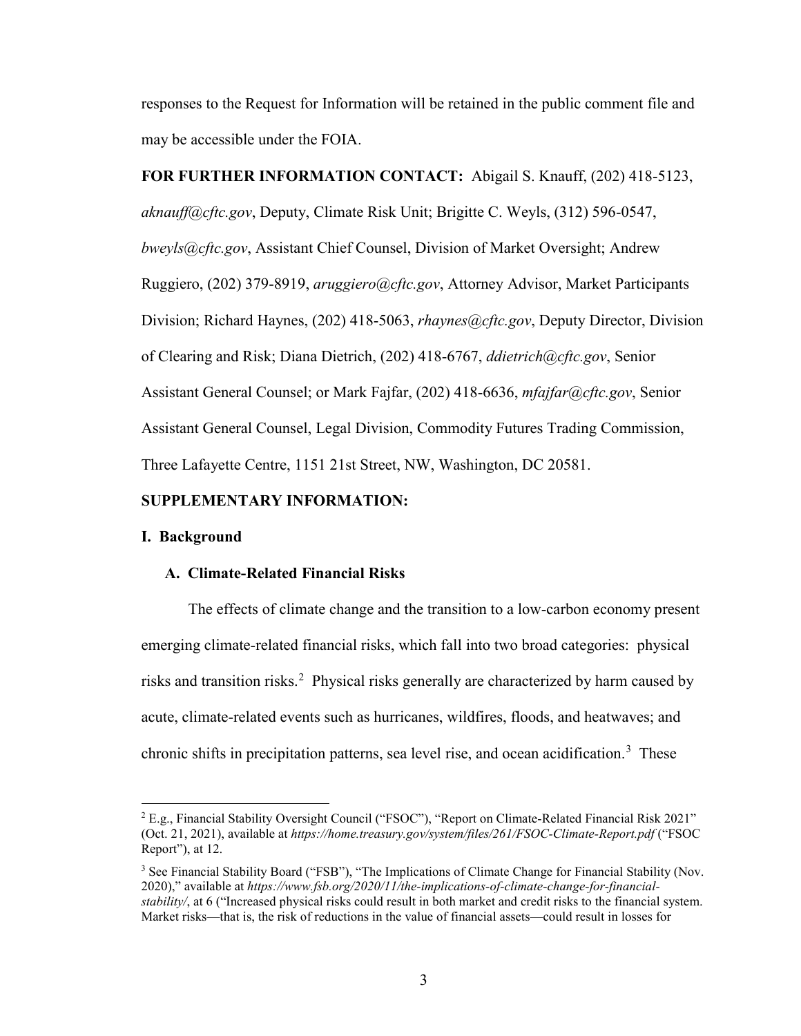responses to the Request for Information will be retained in the public comment file and may be accessible under the FOIA.

**FOR FURTHER INFORMATION CONTACT:** Abigail S. Knauff, (202) 418-5123, *aknauff@cftc.gov*, Deputy, Climate Risk Unit; Brigitte C. Weyls, (312) 596-0547, *bweyls@cftc.gov*, Assistant Chief Counsel, Division of Market Oversight; Andrew Ruggiero, (202) 379-8919, *aruggiero@cftc.gov*, Attorney Advisor, Market Participants Division; Richard Haynes, (202) 418-5063, *rhaynes@cftc.gov*, Deputy Director, Division of Clearing and Risk; Diana Dietrich, (202) 418-6767, *ddietrich@cftc.gov*, Senior Assistant General Counsel; or Mark Fajfar, (202) 418-6636, *mfajfar@cftc.gov*, Senior Assistant General Counsel, Legal Division, Commodity Futures Trading Commission, Three Lafayette Centre, 1151 21st Street, NW, Washington, DC 20581.

**SUPPLEMENTARY INFORMATION:**

**I. Background**

**A. Climate-Related Financial Risks**

The effects of climate change and the transition to a low-carbon economy present emerging climate-related financial risks, which fall into two broad categories: physical risks and transition risks.[2] Physical risks generally are characterized by harm caused by acute, climate-related events such as hurricanes, wildfires, floods, and heatwaves; and chronic shifts in precipitation patterns, sea level rise, and ocean acidification.[3] These

[2] E.g., Financial Stability Oversight Council ("FSOC"), "Report on Climate-Related Financial Risk 2021" (Oct. 21, 2021), available at *https://home.treasury.gov/system/files/261/FSOC-Climate-Report.pdf* ("FSOC Report"), at 12.

[3] See Financial Stability Board ("FSB"), "The Implications of Climate Change for Financial Stability (Nov. 2020)," available at *https://www.fsb.org/2020/11/the-implications-of-climate-change-for-financial-stability/*, at 6 ("Increased physical risks could result in both market and credit risks to the financial system. Market risks—that is, the risk of reductions in the value of financial assets—could result in losses for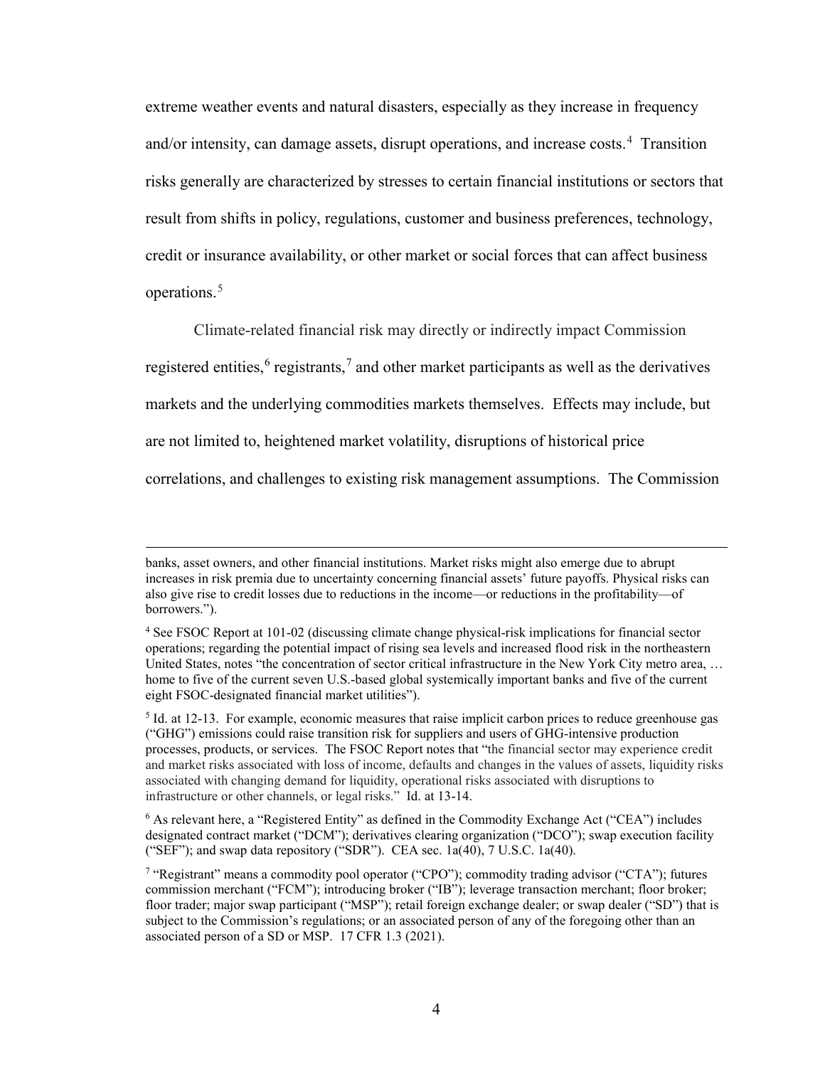extreme weather events and natural disasters, especially as they increase in frequency and/or intensity, can damage assets, disrupt operations, and increase costs.[4] Transition risks generally are characterized by stresses to certain financial institutions or sectors that result from shifts in policy, regulations, customer and business preferences, technology, credit or insurance availability, or other market or social forces that can affect business operations.[5]

Climate-related financial risk may directly or indirectly impact Commission registered entities,[6] registrants,[7] and other market participants as well as the derivatives markets and the underlying commodities markets themselves. Effects may include, but are not limited to, heightened market volatility, disruptions of historical price correlations, and challenges to existing risk management assumptions. The Commission

---

banks, asset owners, and other financial institutions. Market risks might also emerge due to abrupt increases in risk premia due to uncertainty concerning financial assets' future payoffs. Physical risks can also give rise to credit losses due to reductions in the income—or reductions in the profitability—of borrowers.").

[4] See FSOC Report at 101-02 (discussing climate change physical-risk implications for financial sector operations; regarding the potential impact of rising sea levels and increased flood risk in the northeastern United States, notes "the concentration of sector critical infrastructure in the New York City metro area, … home to five of the current seven U.S.-based global systemically important banks and five of the current eight FSOC-designated financial market utilities").

[5] Id. at 12-13. For example, economic measures that raise implicit carbon prices to reduce greenhouse gas ("GHG") emissions could raise transition risk for suppliers and users of GHG-intensive production processes, products, or services. The FSOC Report notes that "the financial sector may experience credit and market risks associated with loss of income, defaults and changes in the values of assets, liquidity risks associated with changing demand for liquidity, operational risks associated with disruptions to infrastructure or other channels, or legal risks." Id. at 13-14.

[6] As relevant here, a "Registered Entity" as defined in the Commodity Exchange Act ("CEA") includes designated contract market ("DCM"); derivatives clearing organization ("DCO"); swap execution facility ("SEF"); and swap data repository ("SDR"). CEA sec. 1a(40), 7 U.S.C. 1a(40).

[7] "Registrant" means a commodity pool operator ("CPO"); commodity trading advisor ("CTA"); futures commission merchant ("FCM"); introducing broker ("IB"); leverage transaction merchant; floor broker; floor trader; major swap participant ("MSP"); retail foreign exchange dealer; or swap dealer ("SD") that is subject to the Commission's regulations; or an associated person of any of the foregoing other than an associated person of a SD or MSP. 17 CFR 1.3 (2021).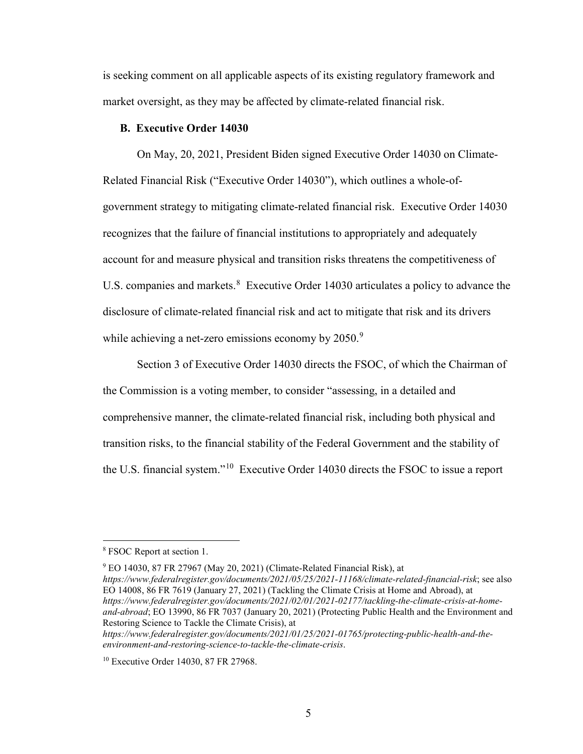is seeking comment on all applicable aspects of its existing regulatory framework and market oversight, as they may be affected by climate-related financial risk.

### B. Executive Order 14030

On May, 20, 2021, President Biden signed Executive Order 14030 on Climate-Related Financial Risk ("Executive Order 14030"), which outlines a whole-of-government strategy to mitigating climate-related financial risk. Executive Order 14030 recognizes that the failure of financial institutions to appropriately and adequately account for and measure physical and transition risks threatens the competitiveness of U.S. companies and markets.[8] Executive Order 14030 articulates a policy to advance the disclosure of climate-related financial risk and act to mitigate that risk and its drivers while achieving a net-zero emissions economy by 2050.[9]

Section 3 of Executive Order 14030 directs the FSOC, of which the Chairman of the Commission is a voting member, to consider "assessing, in a detailed and comprehensive manner, the climate-related financial risk, including both physical and transition risks, to the financial stability of the Federal Government and the stability of the U.S. financial system."[10] Executive Order 14030 directs the FSOC to issue a report

---

[8] FSOC Report at section 1.

[9] EO 14030, 87 FR 27967 (May 20, 2021) (Climate-Related Financial Risk), at *https://www.federalregister.gov/documents/2021/05/25/2021-11168/climate-related-financial-risk*; see also EO 14008, 86 FR 7619 (January 27, 2021) (Tackling the Climate Crisis at Home and Abroad), at *https://www.federalregister.gov/documents/2021/02/01/2021-02177/tackling-the-climate-crisis-at-home-and-abroad*; EO 13990, 86 FR 7037 (January 20, 2021) (Protecting Public Health and the Environment and Restoring Science to Tackle the Climate Crisis), at *https://www.federalregister.gov/documents/2021/01/25/2021-01765/protecting-public-health-and-the-environment-and-restoring-science-to-tackle-the-climate-crisis*.

[10] Executive Order 14030, 87 FR 27968.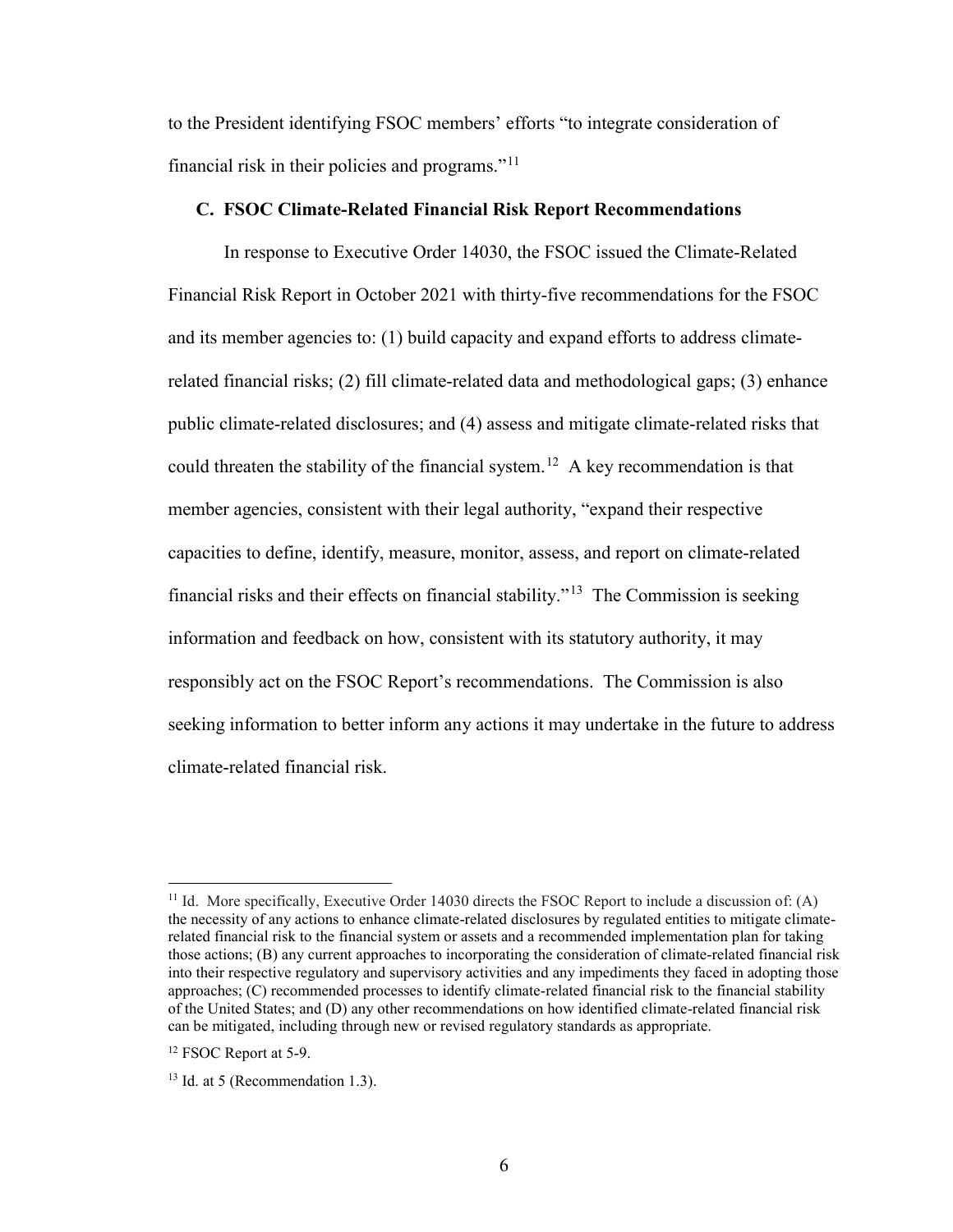to the President identifying FSOC members' efforts "to integrate consideration of financial risk in their policies and programs."[11]

### C. FSOC Climate-Related Financial Risk Report Recommendations

In response to Executive Order 14030, the FSOC issued the Climate-Related Financial Risk Report in October 2021 with thirty-five recommendations for the FSOC and its member agencies to: (1) build capacity and expand efforts to address climate-related financial risks; (2) fill climate-related data and methodological gaps; (3) enhance public climate-related disclosures; and (4) assess and mitigate climate-related risks that could threaten the stability of the financial system.[12] A key recommendation is that member agencies, consistent with their legal authority, "expand their respective capacities to define, identify, measure, monitor, assess, and report on climate-related financial risks and their effects on financial stability."[13] The Commission is seeking information and feedback on how, consistent with its statutory authority, it may responsibly act on the FSOC Report's recommendations. The Commission is also seeking information to better inform any actions it may undertake in the future to address climate-related financial risk.

---

[11] Id. More specifically, Executive Order 14030 directs the FSOC Report to include a discussion of: (A) the necessity of any actions to enhance climate-related disclosures by regulated entities to mitigate climate-related financial risk to the financial system or assets and a recommended implementation plan for taking those actions; (B) any current approaches to incorporating the consideration of climate-related financial risk into their respective regulatory and supervisory activities and any impediments they faced in adopting those approaches; (C) recommended processes to identify climate-related financial risk to the financial stability of the United States; and (D) any other recommendations on how identified climate-related financial risk can be mitigated, including through new or revised regulatory standards as appropriate.

[12] FSOC Report at 5-9.

[13] Id. at 5 (Recommendation 1.3).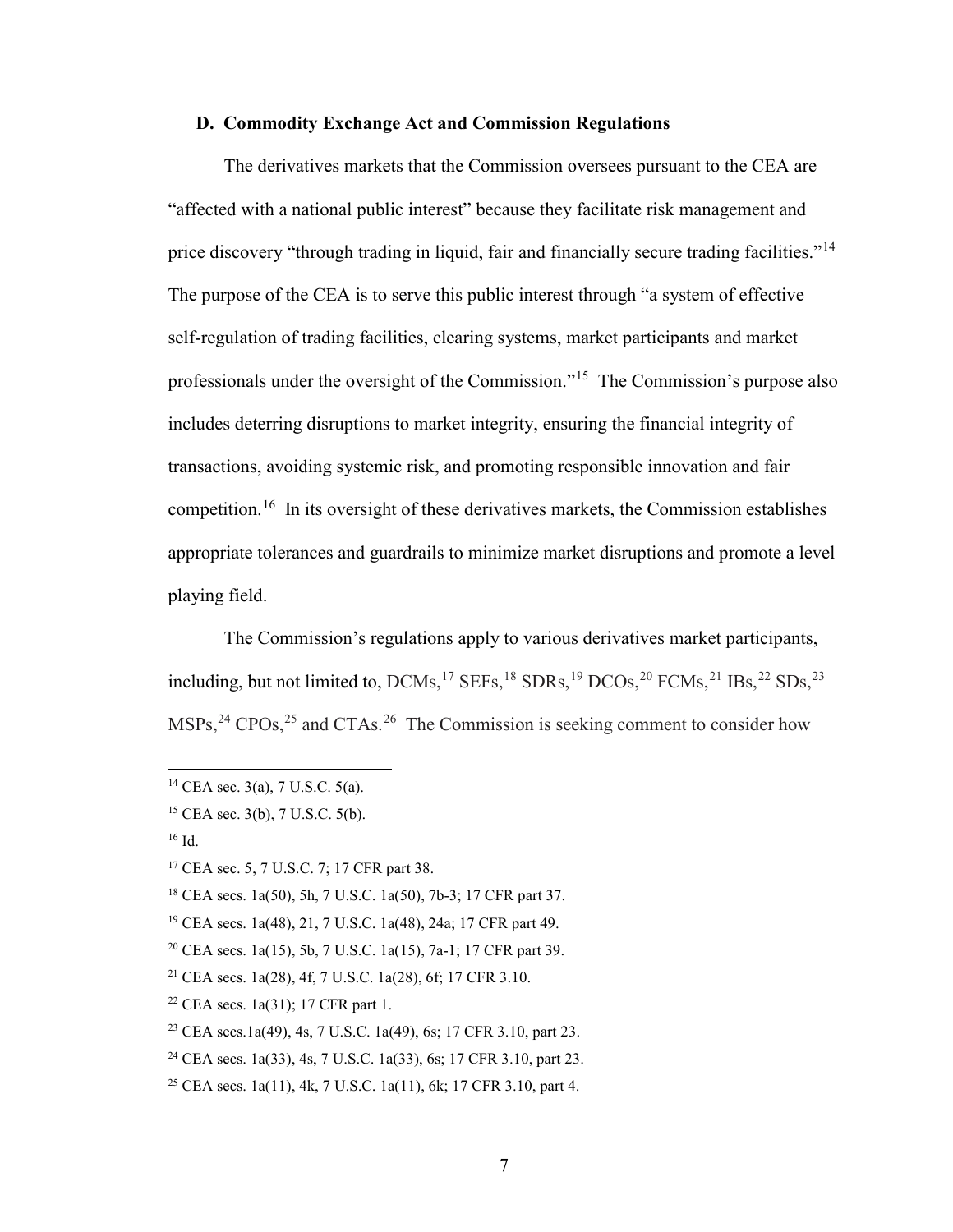### D. Commodity Exchange Act and Commission Regulations

The derivatives markets that the Commission oversees pursuant to the CEA are "affected with a national public interest" because they facilitate risk management and price discovery "through trading in liquid, fair and financially secure trading facilities."[14] The purpose of the CEA is to serve this public interest through "a system of effective self-regulation of trading facilities, clearing systems, market participants and market professionals under the oversight of the Commission."[15] The Commission's purpose also includes deterring disruptions to market integrity, ensuring the financial integrity of transactions, avoiding systemic risk, and promoting responsible innovation and fair competition.[16] In its oversight of these derivatives markets, the Commission establishes appropriate tolerances and guardrails to minimize market disruptions and promote a level playing field.

The Commission's regulations apply to various derivatives market participants, including, but not limited to, DCMs,[17] SEFs,[18] SDRs,[19] DCOs,[20] FCMs,[21] IBs,[22] SDs,[23] MSPs,[24] CPOs,[25] and CTAs.[26] The Commission is seeking comment to consider how

---

[14] CEA sec. 3(a), 7 U.S.C. 5(a).

[15] CEA sec. 3(b), 7 U.S.C. 5(b).

[16] Id.

[17] CEA sec. 5, 7 U.S.C. 7; 17 CFR part 38.

[18] CEA secs. 1a(50), 5h, 7 U.S.C. 1a(50), 7b-3; 17 CFR part 37.

[19] CEA secs. 1a(48), 21, 7 U.S.C. 1a(48), 24a; 17 CFR part 49.

[20] CEA secs. 1a(15), 5b, 7 U.S.C. 1a(15), 7a-1; 17 CFR part 39.

[21] CEA secs. 1a(28), 4f, 7 U.S.C. 1a(28), 6f; 17 CFR 3.10.

[22] CEA secs. 1a(31); 17 CFR part 1.

[23] CEA secs.1a(49), 4s, 7 U.S.C. 1a(49), 6s; 17 CFR 3.10, part 23.

[24] CEA secs. 1a(33), 4s, 7 U.S.C. 1a(33), 6s; 17 CFR 3.10, part 23.

[25] CEA secs. 1a(11), 4k, 7 U.S.C. 1a(11), 6k; 17 CFR 3.10, part 4.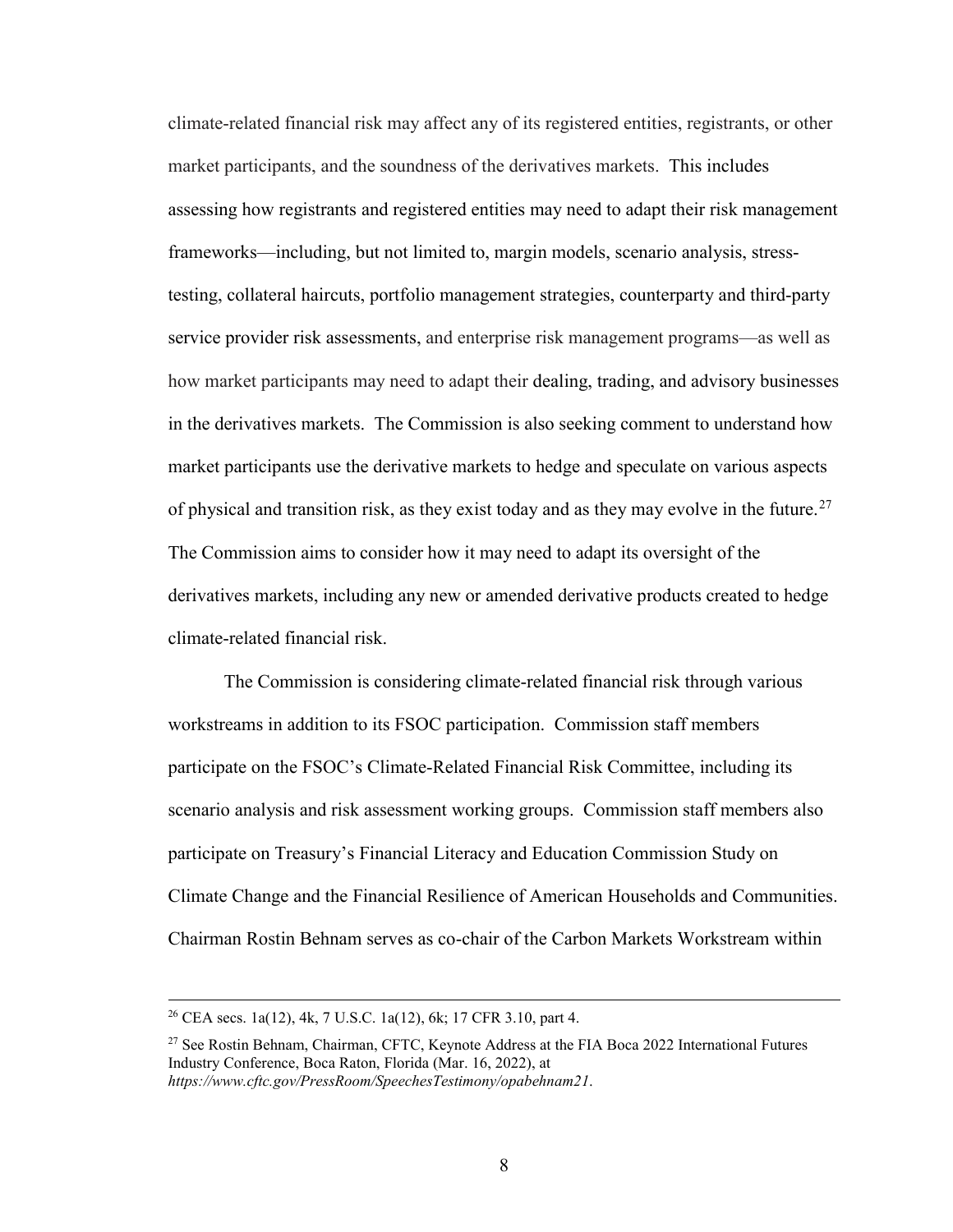climate-related financial risk may affect any of its registered entities, registrants, or other market participants, and the soundness of the derivatives markets. This includes assessing how registrants and registered entities may need to adapt their risk management frameworks—including, but not limited to, margin models, scenario analysis, stress-testing, collateral haircuts, portfolio management strategies, counterparty and third-party service provider risk assessments, and enterprise risk management programs—as well as how market participants may need to adapt their dealing, trading, and advisory businesses in the derivatives markets. The Commission is also seeking comment to understand how market participants use the derivative markets to hedge and speculate on various aspects of physical and transition risk, as they exist today and as they may evolve in the future.[27] The Commission aims to consider how it may need to adapt its oversight of the derivatives markets, including any new or amended derivative products created to hedge climate-related financial risk.

The Commission is considering climate-related financial risk through various workstreams in addition to its FSOC participation. Commission staff members participate on the FSOC's Climate-Related Financial Risk Committee, including its scenario analysis and risk assessment working groups. Commission staff members also participate on Treasury's Financial Literacy and Education Commission Study on Climate Change and the Financial Resilience of American Households and Communities. Chairman Rostin Behnam serves as co-chair of the Carbon Markets Workstream within

---

[26] CEA secs. 1a(12), 4k, 7 U.S.C. 1a(12), 6k; 17 CFR 3.10, part 4.

[27] See Rostin Behnam, Chairman, CFTC, Keynote Address at the FIA Boca 2022 International Futures Industry Conference, Boca Raton, Florida (Mar. 16, 2022), at *https://www.cftc.gov/PressRoom/SpeechesTestimony/opabehnam21*.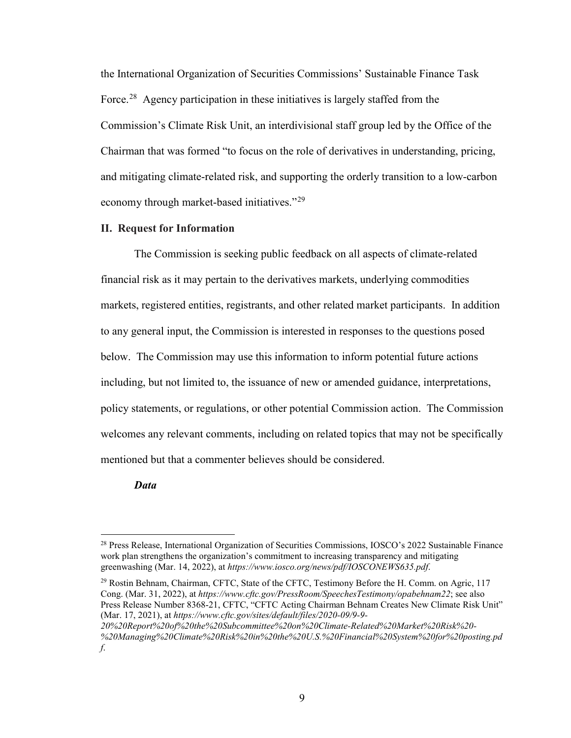the International Organization of Securities Commissions' Sustainable Finance Task Force.[28] Agency participation in these initiatives is largely staffed from the Commission's Climate Risk Unit, an interdivisional staff group led by the Office of the Chairman that was formed "to focus on the role of derivatives in understanding, pricing, and mitigating climate-related risk, and supporting the orderly transition to a low-carbon economy through market-based initiatives."[29]

## II. Request for Information

The Commission is seeking public feedback on all aspects of climate-related financial risk as it may pertain to the derivatives markets, underlying commodities markets, registered entities, registrants, and other related market participants. In addition to any general input, the Commission is interested in responses to the questions posed below. The Commission may use this information to inform potential future actions including, but not limited to, the issuance of new or amended guidance, interpretations, policy statements, or regulations, or other potential Commission action. The Commission welcomes any relevant comments, including on related topics that may not be specifically mentioned but that a commenter believes should be considered.

***Data***

---

[28] Press Release, International Organization of Securities Commissions, IOSCO's 2022 Sustainable Finance work plan strengthens the organization's commitment to increasing transparency and mitigating greenwashing (Mar. 14, 2022), at *https://www.iosco.org/news/pdf/IOSCONEWS635.pdf*.

[29] Rostin Behnam, Chairman, CFTC, State of the CFTC, Testimony Before the H. Comm. on Agric, 117 Cong. (Mar. 31, 2022), at *https://www.cftc.gov/PressRoom/SpeechesTestimony/opabehnam22*; see also Press Release Number 8368-21, CFTC, "CFTC Acting Chairman Behnam Creates New Climate Risk Unit" (Mar. 17, 2021), at *https://www.cftc.gov/sites/default/files/2020-09/9-9-20%20Report%20of%20the%20Subcommittee%20on%20Climate-Related%20Market%20Risk%20-%20Managing%20Climate%20Risk%20in%20the%20U.S.%20Financial%20System%20for%20posting.pdf*.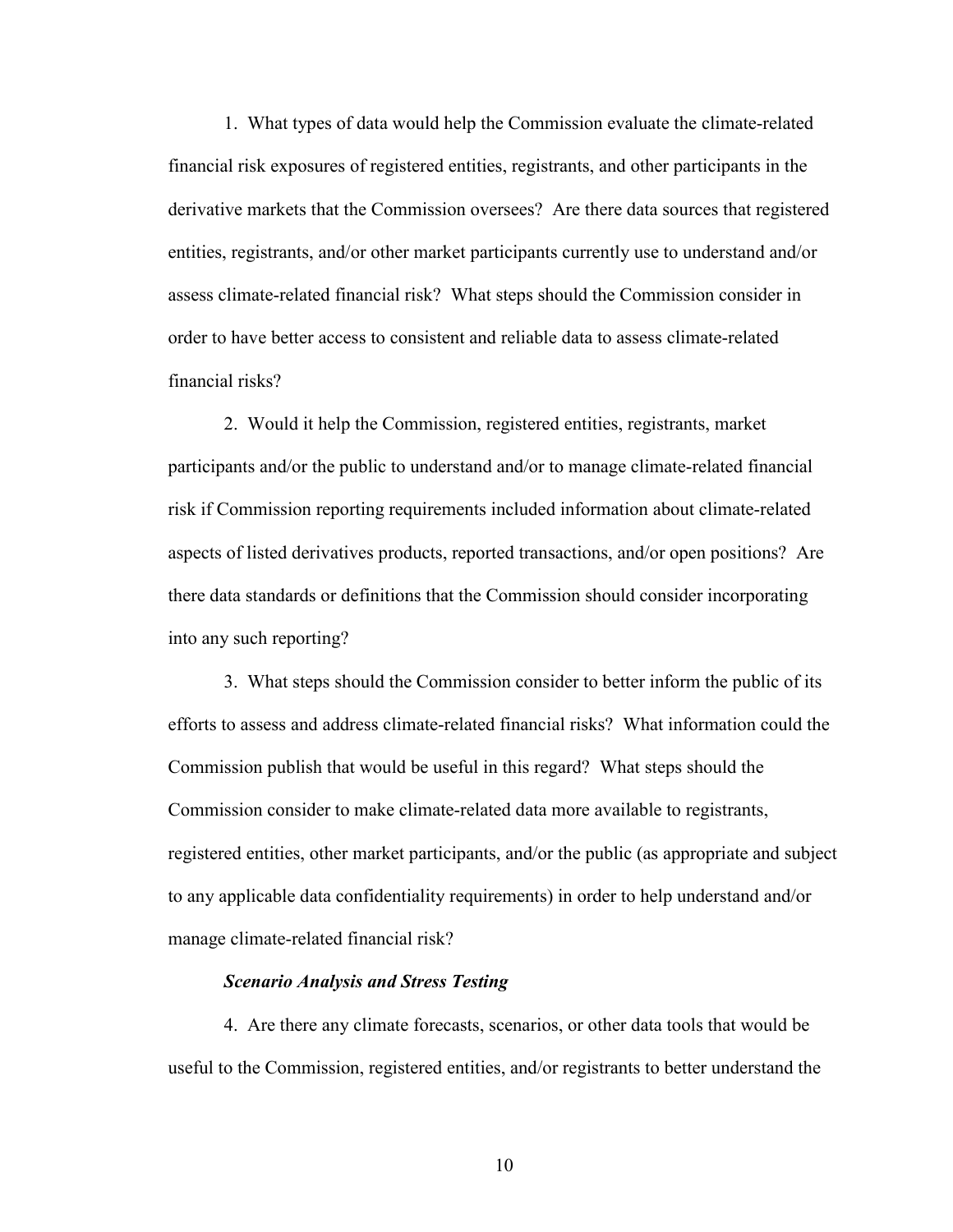1. What types of data would help the Commission evaluate the climate-related financial risk exposures of registered entities, registrants, and other participants in the derivative markets that the Commission oversees? Are there data sources that registered entities, registrants, and/or other market participants currently use to understand and/or assess climate-related financial risk? What steps should the Commission consider in order to have better access to consistent and reliable data to assess climate-related financial risks?

2. Would it help the Commission, registered entities, registrants, market participants and/or the public to understand and/or to manage climate-related financial risk if Commission reporting requirements included information about climate-related aspects of listed derivatives products, reported transactions, and/or open positions? Are there data standards or definitions that the Commission should consider incorporating into any such reporting?

3. What steps should the Commission consider to better inform the public of its efforts to assess and address climate-related financial risks? What information could the Commission publish that would be useful in this regard? What steps should the Commission consider to make climate-related data more available to registrants, registered entities, other market participants, and/or the public (as appropriate and subject to any applicable data confidentiality requirements) in order to help understand and/or manage climate-related financial risk?

***Scenario Analysis and Stress Testing***

4. Are there any climate forecasts, scenarios, or other data tools that would be useful to the Commission, registered entities, and/or registrants to better understand the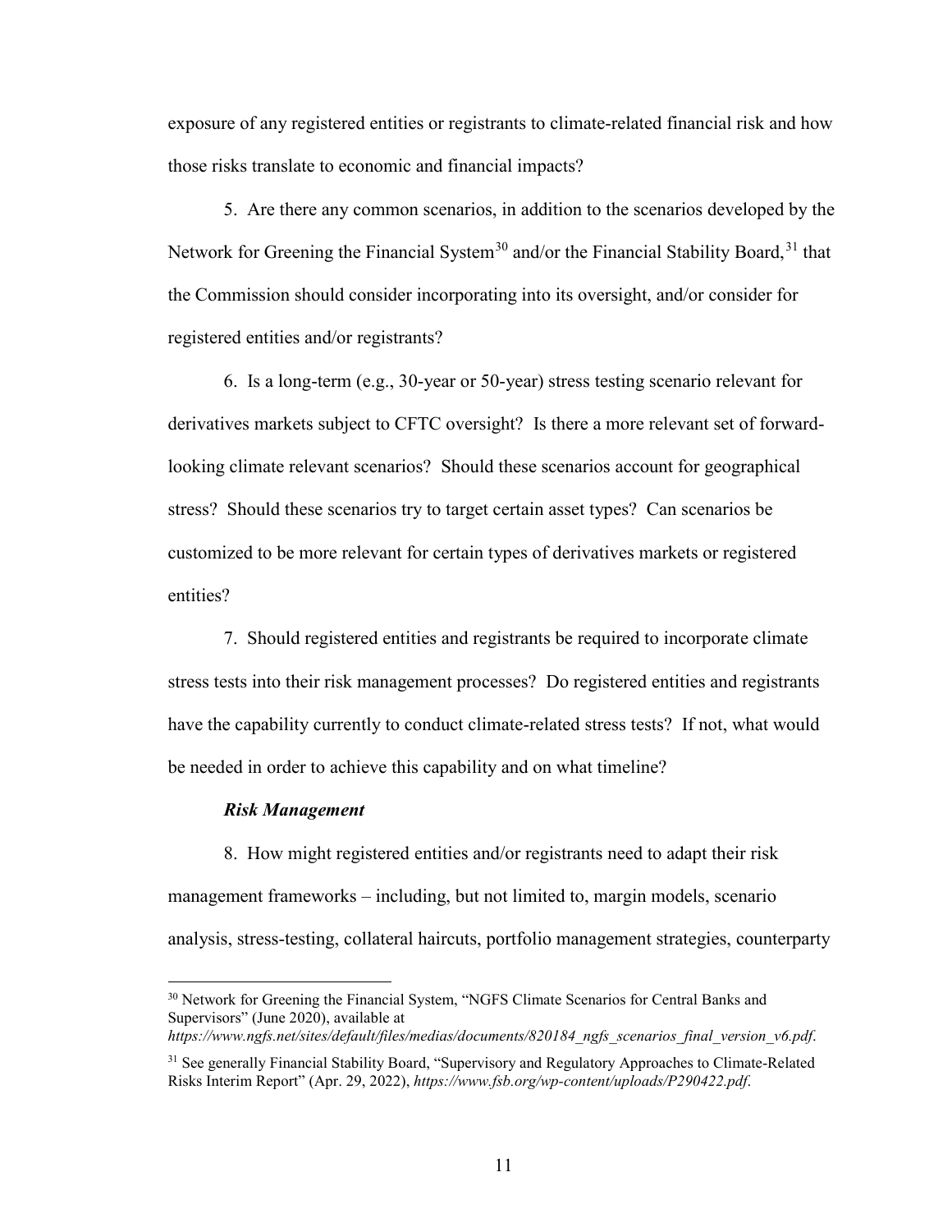exposure of any registered entities or registrants to climate-related financial risk and how those risks translate to economic and financial impacts?

5. Are there any common scenarios, in addition to the scenarios developed by the Network for Greening the Financial System[30] and/or the Financial Stability Board,[31] that the Commission should consider incorporating into its oversight, and/or consider for registered entities and/or registrants?

6. Is a long-term (e.g., 30-year or 50-year) stress testing scenario relevant for derivatives markets subject to CFTC oversight? Is there a more relevant set of forward-looking climate relevant scenarios? Should these scenarios account for geographical stress? Should these scenarios try to target certain asset types? Can scenarios be customized to be more relevant for certain types of derivatives markets or registered entities?

7. Should registered entities and registrants be required to incorporate climate stress tests into their risk management processes? Do registered entities and registrants have the capability currently to conduct climate-related stress tests? If not, what would be needed in order to achieve this capability and on what timeline?

***Risk Management***

8. How might registered entities and/or registrants need to adapt their risk management frameworks – including, but not limited to, margin models, scenario analysis, stress-testing, collateral haircuts, portfolio management strategies, counterparty

---

[30] Network for Greening the Financial System, "NGFS Climate Scenarios for Central Banks and Supervisors" (June 2020), available at *https://www.ngfs.net/sites/default/files/medias/documents/820184_ngfs_scenarios_final_version_v6.pdf*.

[31] See generally Financial Stability Board, "Supervisory and Regulatory Approaches to Climate-Related Risks Interim Report" (Apr. 29, 2022), *https://www.fsb.org/wp-content/uploads/P290422.pdf*.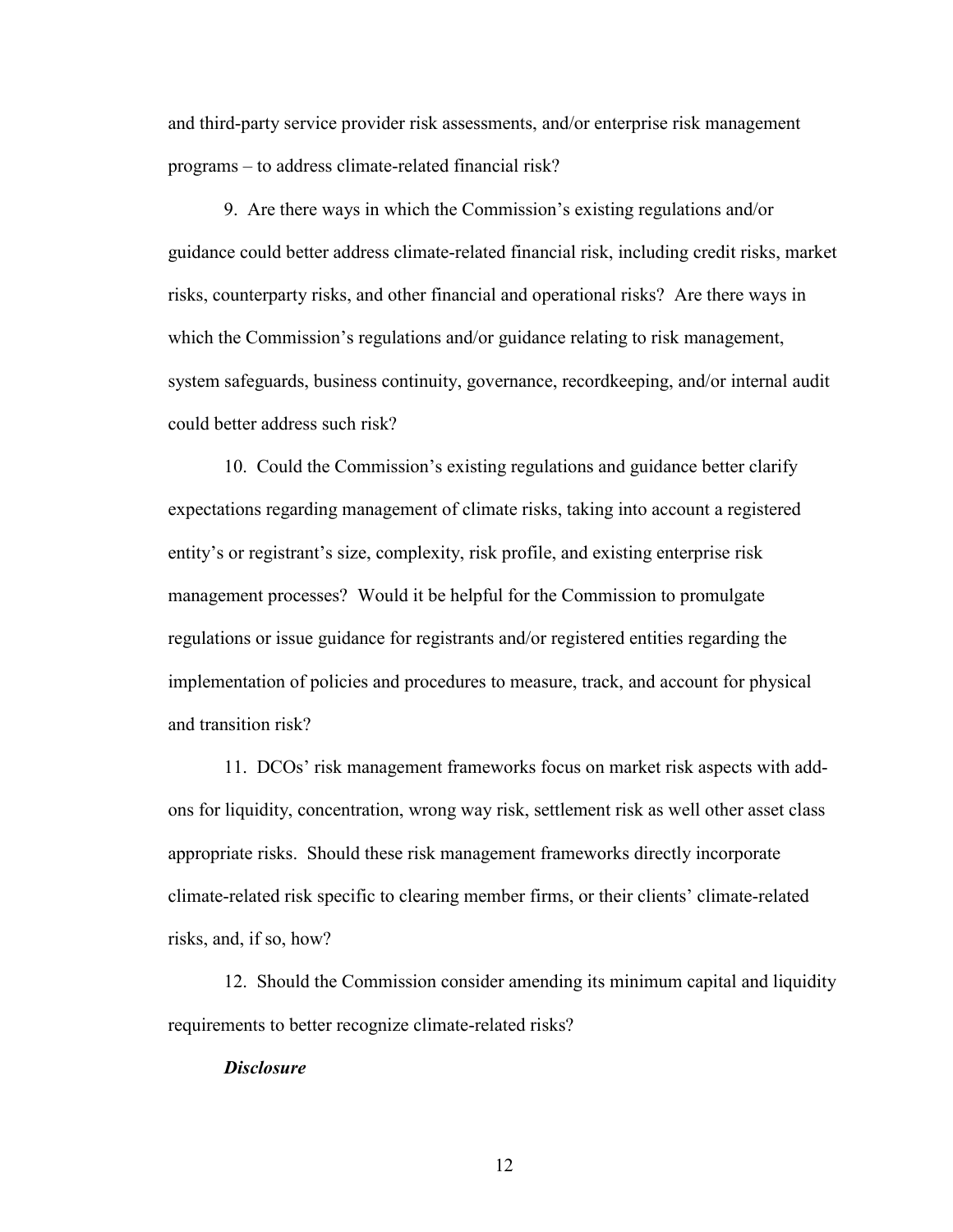and third-party service provider risk assessments, and/or enterprise risk management programs – to address climate-related financial risk?

9. Are there ways in which the Commission's existing regulations and/or guidance could better address climate-related financial risk, including credit risks, market risks, counterparty risks, and other financial and operational risks? Are there ways in which the Commission's regulations and/or guidance relating to risk management, system safeguards, business continuity, governance, recordkeeping, and/or internal audit could better address such risk?

10. Could the Commission's existing regulations and guidance better clarify expectations regarding management of climate risks, taking into account a registered entity's or registrant's size, complexity, risk profile, and existing enterprise risk management processes? Would it be helpful for the Commission to promulgate regulations or issue guidance for registrants and/or registered entities regarding the implementation of policies and procedures to measure, track, and account for physical and transition risk?

11. DCOs' risk management frameworks focus on market risk aspects with add-ons for liquidity, concentration, wrong way risk, settlement risk as well other asset class appropriate risks. Should these risk management frameworks directly incorporate climate-related risk specific to clearing member firms, or their clients' climate-related risks, and, if so, how?

12. Should the Commission consider amending its minimum capital and liquidity requirements to better recognize climate-related risks?

***Disclosure***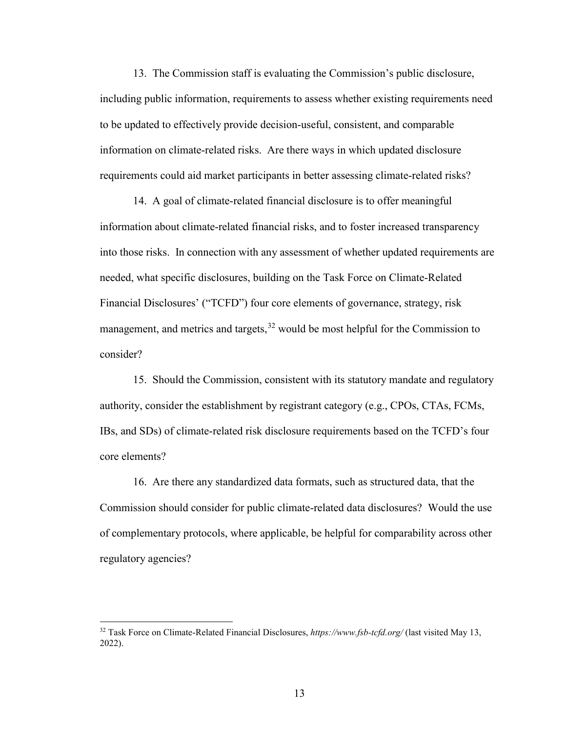13. The Commission staff is evaluating the Commission's public disclosure, including public information, requirements to assess whether existing requirements need to be updated to effectively provide decision-useful, consistent, and comparable information on climate-related risks. Are there ways in which updated disclosure requirements could aid market participants in better assessing climate-related risks?

14. A goal of climate-related financial disclosure is to offer meaningful information about climate-related financial risks, and to foster increased transparency into those risks. In connection with any assessment of whether updated requirements are needed, what specific disclosures, building on the Task Force on Climate-Related Financial Disclosures' ("TCFD") four core elements of governance, strategy, risk management, and metrics and targets,[32] would be most helpful for the Commission to consider?

15. Should the Commission, consistent with its statutory mandate and regulatory authority, consider the establishment by registrant category (e.g., CPOs, CTAs, FCMs, IBs, and SDs) of climate-related risk disclosure requirements based on the TCFD's four core elements?

16. Are there any standardized data formats, such as structured data, that the Commission should consider for public climate-related data disclosures? Would the use of complementary protocols, where applicable, be helpful for comparability across other regulatory agencies?

---

[32] Task Force on Climate-Related Financial Disclosures, *https://www.fsb-tcfd.org/* (last visited May 13, 2022).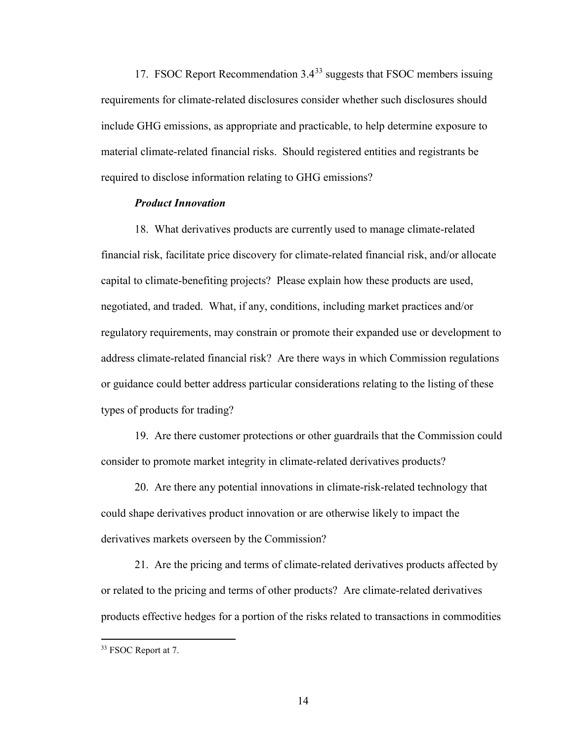17. FSOC Report Recommendation 3.4[33] suggests that FSOC members issuing requirements for climate-related disclosures consider whether such disclosures should include GHG emissions, as appropriate and practicable, to help determine exposure to material climate-related financial risks. Should registered entities and registrants be required to disclose information relating to GHG emissions?

***Product Innovation***

18. What derivatives products are currently used to manage climate-related financial risk, facilitate price discovery for climate-related financial risk, and/or allocate capital to climate-benefiting projects? Please explain how these products are used, negotiated, and traded. What, if any, conditions, including market practices and/or regulatory requirements, may constrain or promote their expanded use or development to address climate-related financial risk? Are there ways in which Commission regulations or guidance could better address particular considerations relating to the listing of these types of products for trading?

19. Are there customer protections or other guardrails that the Commission could consider to promote market integrity in climate-related derivatives products?

20. Are there any potential innovations in climate-risk-related technology that could shape derivatives product innovation or are otherwise likely to impact the derivatives markets overseen by the Commission?

21. Are the pricing and terms of climate-related derivatives products affected by or related to the pricing and terms of other products? Are climate-related derivatives products effective hedges for a portion of the risks related to transactions in commodities

[33] FSOC Report at 7.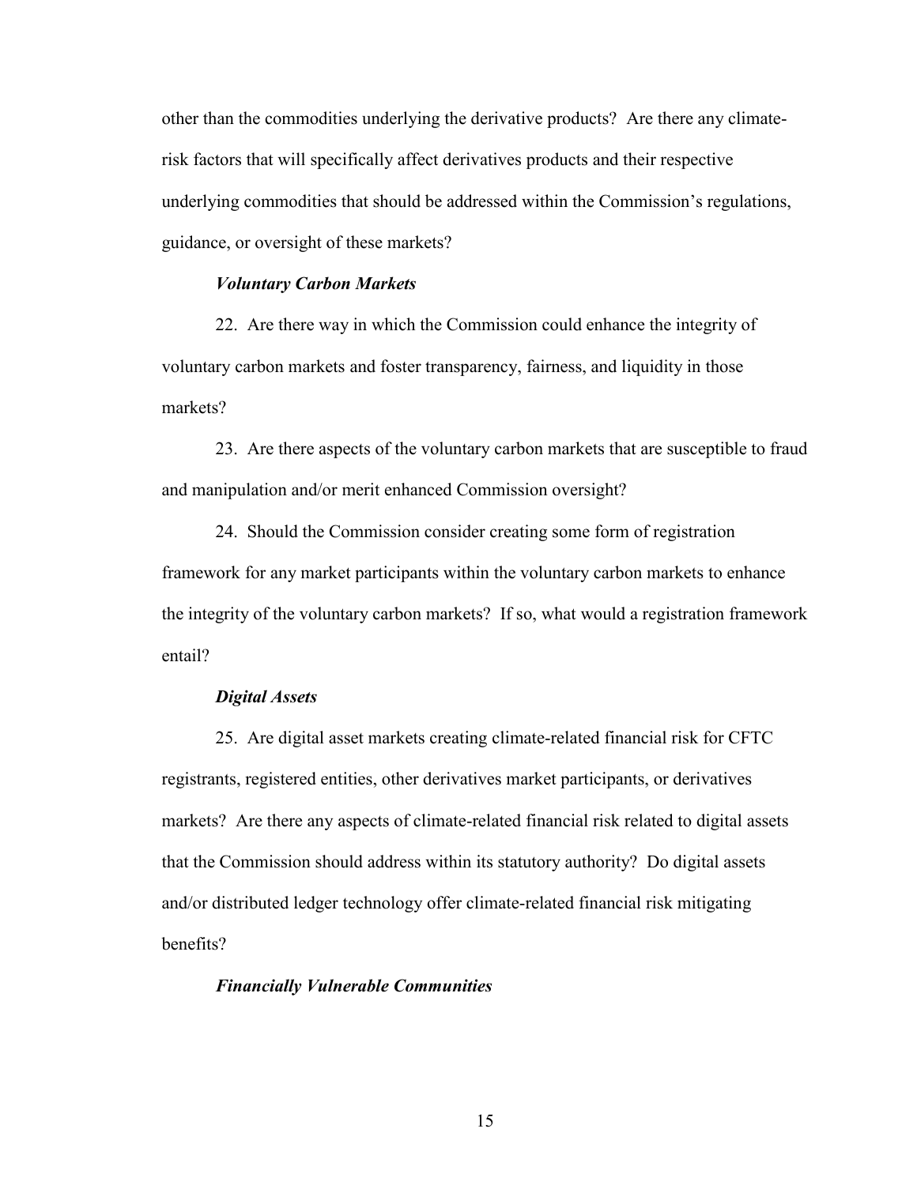other than the commodities underlying the derivative products? Are there any climate-risk factors that will specifically affect derivatives products and their respective underlying commodities that should be addressed within the Commission's regulations, guidance, or oversight of these markets?

### *Voluntary Carbon Markets*

22. Are there way in which the Commission could enhance the integrity of voluntary carbon markets and foster transparency, fairness, and liquidity in those markets?

23. Are there aspects of the voluntary carbon markets that are susceptible to fraud and manipulation and/or merit enhanced Commission oversight?

24. Should the Commission consider creating some form of registration framework for any market participants within the voluntary carbon markets to enhance the integrity of the voluntary carbon markets? If so, what would a registration framework entail?

### *Digital Assets*

25. Are digital asset markets creating climate-related financial risk for CFTC registrants, registered entities, other derivatives market participants, or derivatives markets? Are there any aspects of climate-related financial risk related to digital assets that the Commission should address within its statutory authority? Do digital assets and/or distributed ledger technology offer climate-related financial risk mitigating benefits?

### *Financially Vulnerable Communities*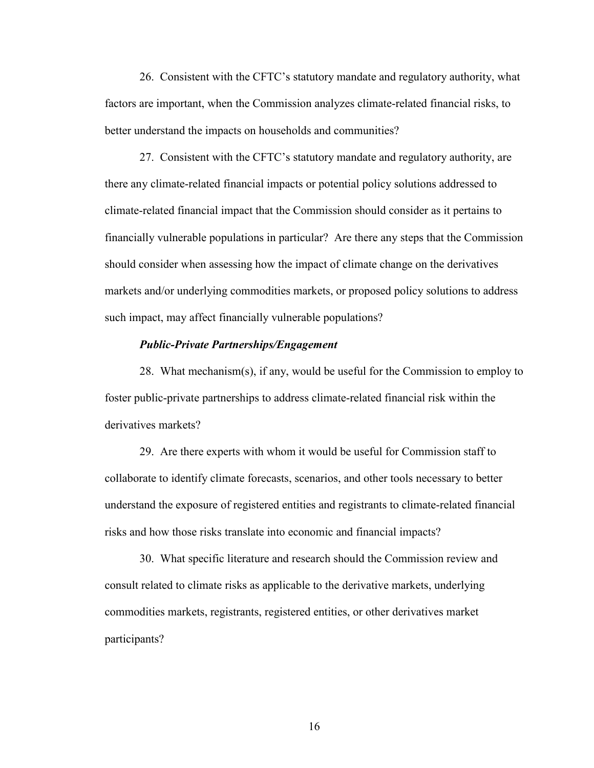26. Consistent with the CFTC's statutory mandate and regulatory authority, what factors are important, when the Commission analyzes climate-related financial risks, to better understand the impacts on households and communities?

27. Consistent with the CFTC's statutory mandate and regulatory authority, are there any climate-related financial impacts or potential policy solutions addressed to climate-related financial impact that the Commission should consider as it pertains to financially vulnerable populations in particular? Are there any steps that the Commission should consider when assessing how the impact of climate change on the derivatives markets and/or underlying commodities markets, or proposed policy solutions to address such impact, may affect financially vulnerable populations?

***Public-Private Partnerships/Engagement***

28. What mechanism(s), if any, would be useful for the Commission to employ to foster public-private partnerships to address climate-related financial risk within the derivatives markets?

29. Are there experts with whom it would be useful for Commission staff to collaborate to identify climate forecasts, scenarios, and other tools necessary to better understand the exposure of registered entities and registrants to climate-related financial risks and how those risks translate into economic and financial impacts?

30. What specific literature and research should the Commission review and consult related to climate risks as applicable to the derivative markets, underlying commodities markets, registrants, registered entities, or other derivatives market participants?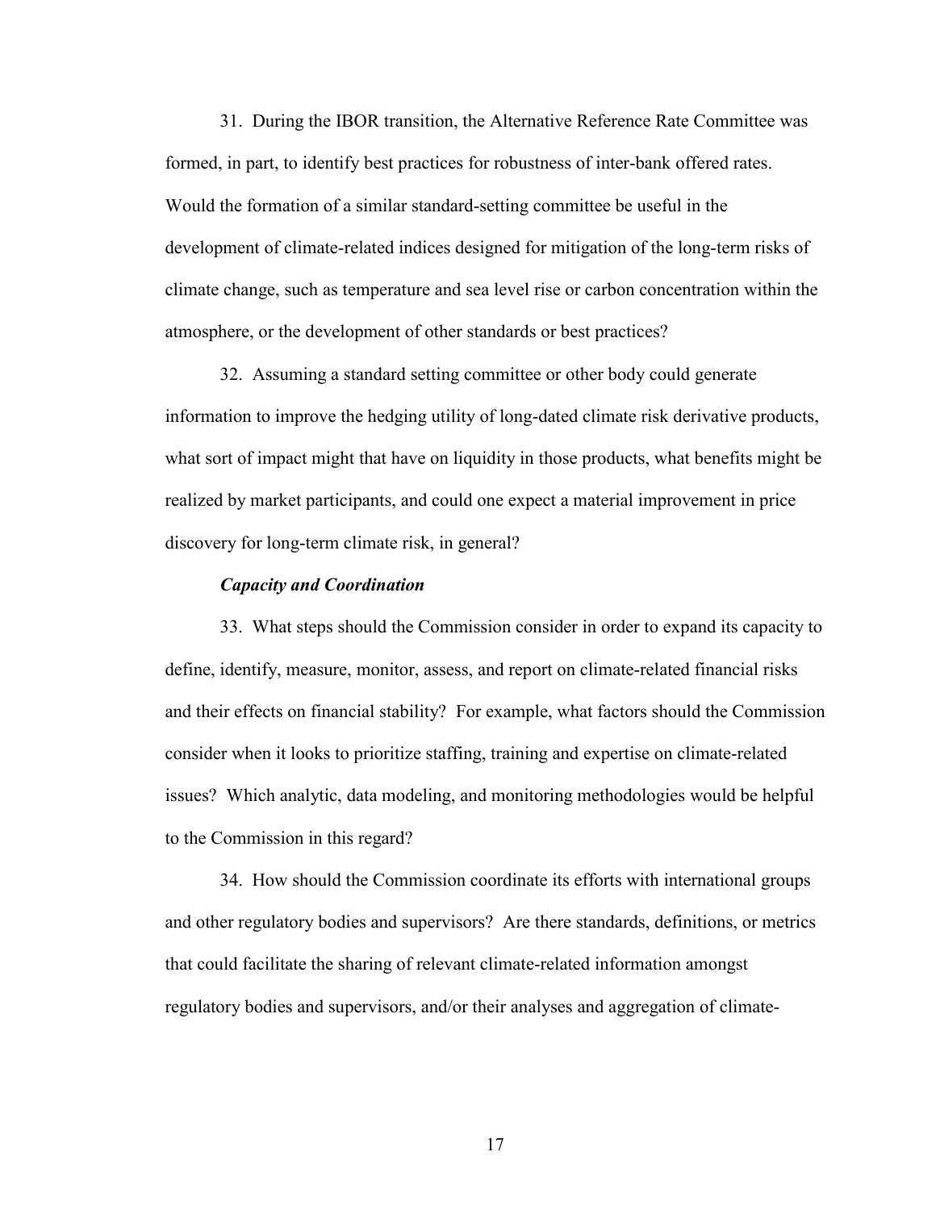31. During the IBOR transition, the Alternative Reference Rate Committee was formed, in part, to identify best practices for robustness of inter-bank offered rates. Would the formation of a similar standard-setting committee be useful in the development of climate-related indices designed for mitigation of the long-term risks of climate change, such as temperature and sea level rise or carbon concentration within the atmosphere, or the development of other standards or best practices?

32. Assuming a standard setting committee or other body could generate information to improve the hedging utility of long-dated climate risk derivative products, what sort of impact might that have on liquidity in those products, what benefits might be realized by market participants, and could one expect a material improvement in price discovery for long-term climate risk, in general?

***Capacity and Coordination***

33. What steps should the Commission consider in order to expand its capacity to define, identify, measure, monitor, assess, and report on climate-related financial risks and their effects on financial stability? For example, what factors should the Commission consider when it looks to prioritize staffing, training and expertise on climate-related issues? Which analytic, data modeling, and monitoring methodologies would be helpful to the Commission in this regard?

34. How should the Commission coordinate its efforts with international groups and other regulatory bodies and supervisors? Are there standards, definitions, or metrics that could facilitate the sharing of relevant climate-related information amongst regulatory bodies and supervisors, and/or their analyses and aggregation of climate-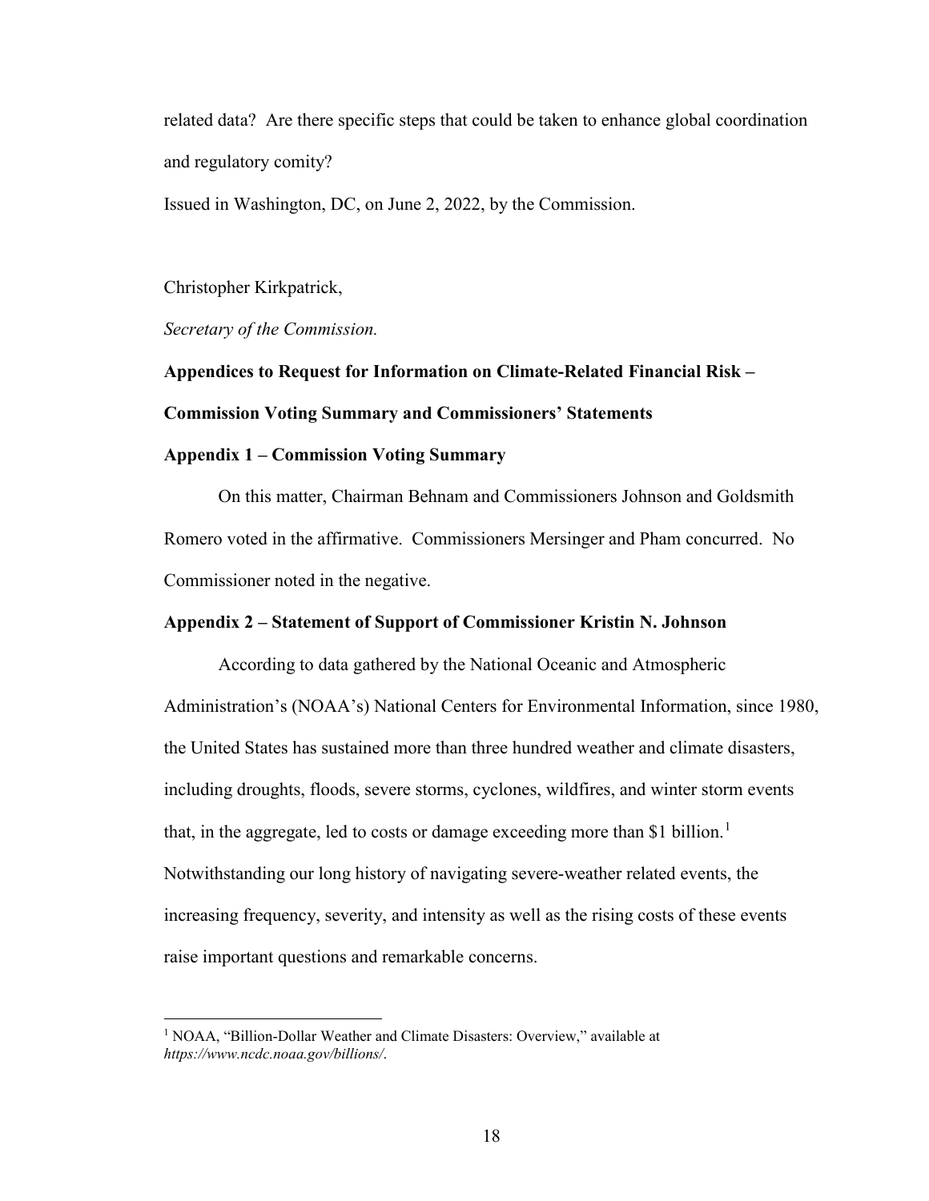related data? Are there specific steps that could be taken to enhance global coordination and regulatory comity?

Issued in Washington, DC, on June 2, 2022, by the Commission.

Christopher Kirkpatrick,

*Secretary of the Commission.*

**Appendices to Request for Information on Climate-Related Financial Risk – Commission Voting Summary and Commissioners' Statements**

**Appendix 1 – Commission Voting Summary**

On this matter, Chairman Behnam and Commissioners Johnson and Goldsmith Romero voted in the affirmative. Commissioners Mersinger and Pham concurred. No Commissioner noted in the negative.

**Appendix 2 – Statement of Support of Commissioner Kristin N. Johnson**

According to data gathered by the National Oceanic and Atmospheric Administration's (NOAA's) National Centers for Environmental Information, since 1980, the United States has sustained more than three hundred weather and climate disasters, including droughts, floods, severe storms, cyclones, wildfires, and winter storm events that, in the aggregate, led to costs or damage exceeding more than $1 billion.[1] Notwithstanding our long history of navigating severe-weather related events, the increasing frequency, severity, and intensity as well as the rising costs of these events raise important questions and remarkable concerns.

[1] NOAA, "Billion-Dollar Weather and Climate Disasters: Overview," available at *https://www.ncdc.noaa.gov/billions/*.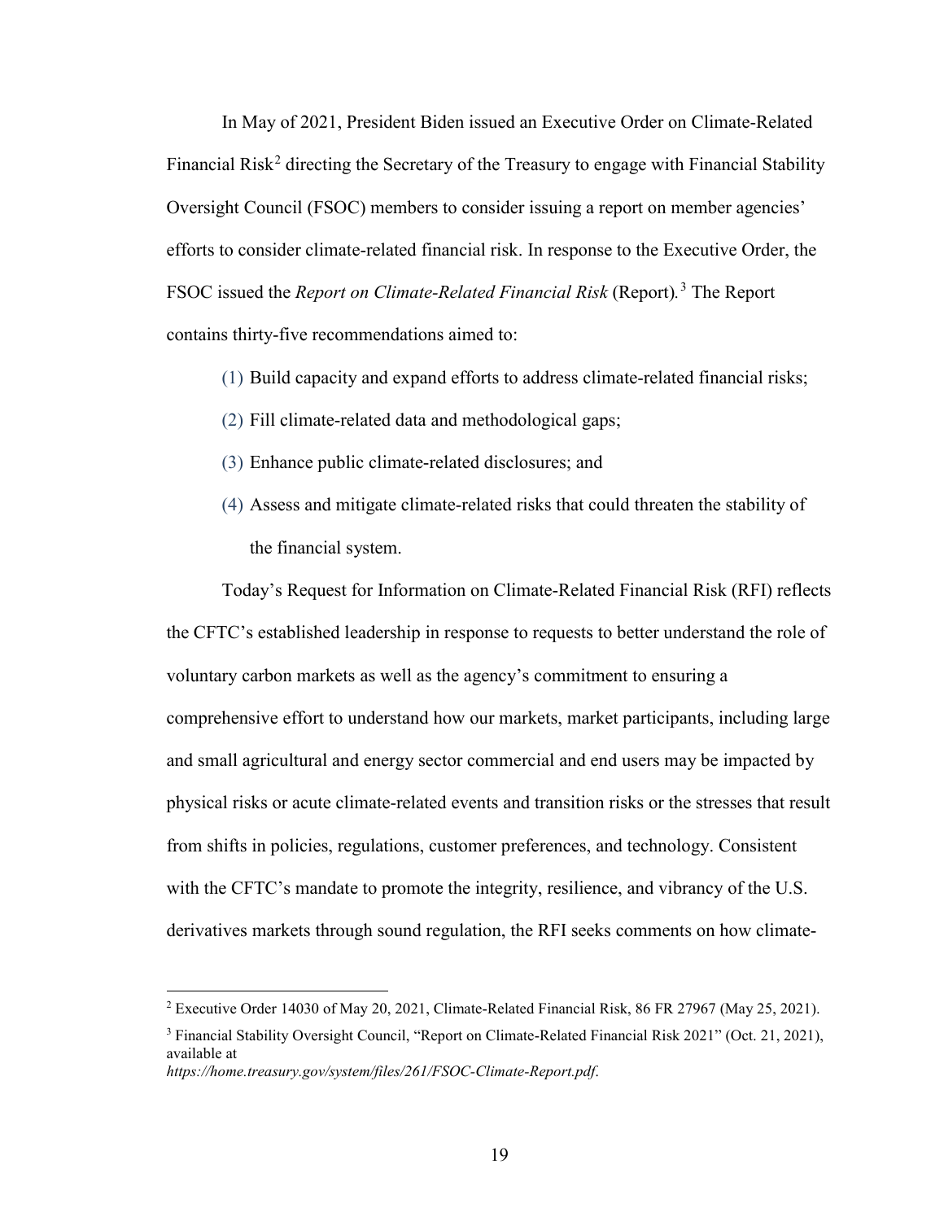In May of 2021, President Biden issued an Executive Order on Climate-Related Financial Risk[2] directing the Secretary of the Treasury to engage with Financial Stability Oversight Council (FSOC) members to consider issuing a report on member agencies' efforts to consider climate-related financial risk. In response to the Executive Order, the FSOC issued the *Report on Climate-Related Financial Risk* (Report).[3] The Report contains thirty-five recommendations aimed to:

(1) Build capacity and expand efforts to address climate-related financial risks;

(2) Fill climate-related data and methodological gaps;

(3) Enhance public climate-related disclosures; and

(4) Assess and mitigate climate-related risks that could threaten the stability of the financial system.

Today's Request for Information on Climate-Related Financial Risk (RFI) reflects the CFTC's established leadership in response to requests to better understand the role of voluntary carbon markets as well as the agency's commitment to ensuring a comprehensive effort to understand how our markets, market participants, including large and small agricultural and energy sector commercial and end users may be impacted by physical risks or acute climate-related events and transition risks or the stresses that result from shifts in policies, regulations, customer preferences, and technology. Consistent with the CFTC's mandate to promote the integrity, resilience, and vibrancy of the U.S. derivatives markets through sound regulation, the RFI seeks comments on how climate-

---

[2] Executive Order 14030 of May 20, 2021, Climate-Related Financial Risk, 86 FR 27967 (May 25, 2021).

[3] Financial Stability Oversight Council, "Report on Climate-Related Financial Risk 2021" (Oct. 21, 2021), available at *https://home.treasury.gov/system/files/261/FSOC-Climate-Report.pdf*.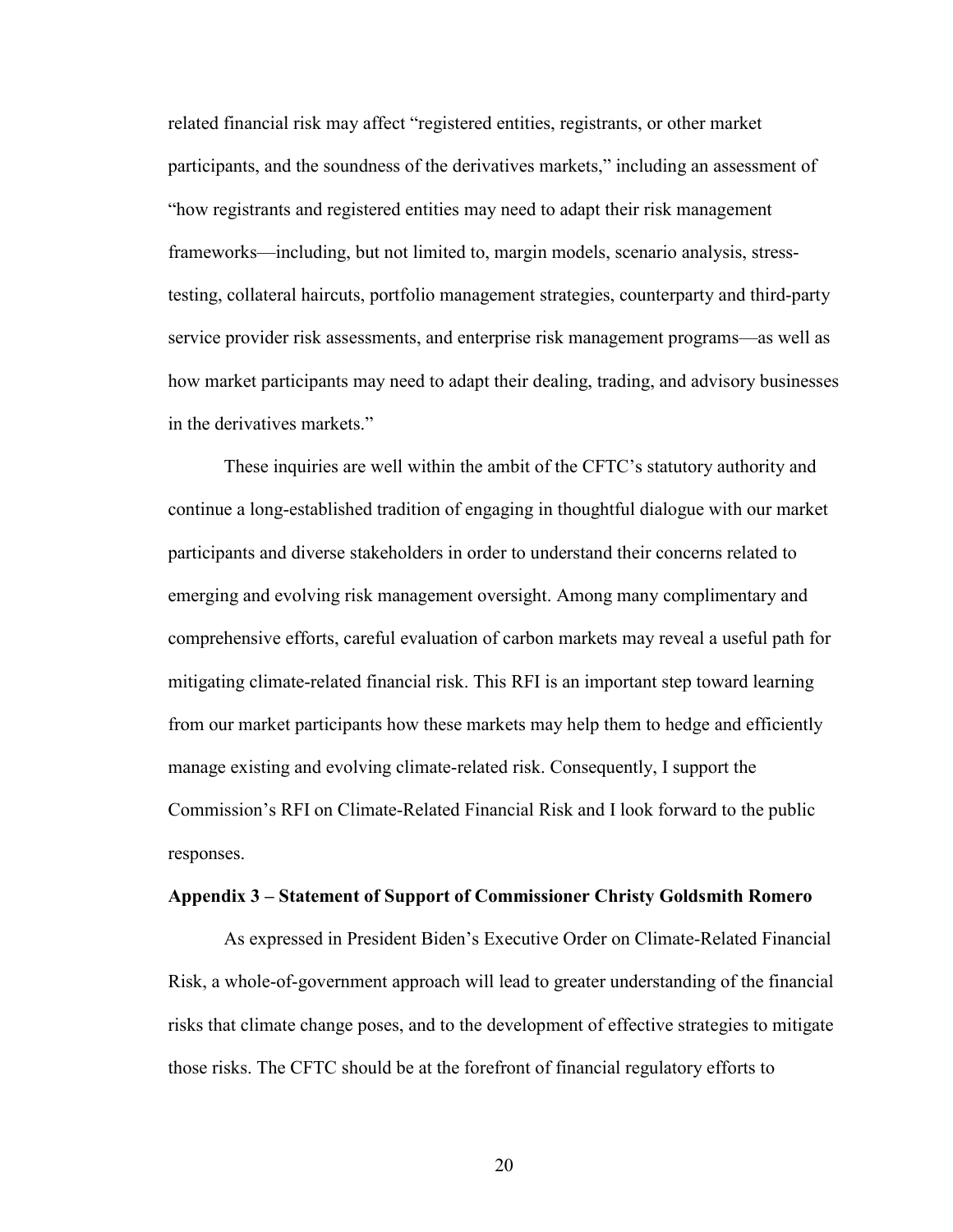related financial risk may affect "registered entities, registrants, or other market participants, and the soundness of the derivatives markets," including an assessment of "how registrants and registered entities may need to adapt their risk management frameworks—including, but not limited to, margin models, scenario analysis, stress-testing, collateral haircuts, portfolio management strategies, counterparty and third-party service provider risk assessments, and enterprise risk management programs—as well as how market participants may need to adapt their dealing, trading, and advisory businesses in the derivatives markets."

These inquiries are well within the ambit of the CFTC's statutory authority and continue a long-established tradition of engaging in thoughtful dialogue with our market participants and diverse stakeholders in order to understand their concerns related to emerging and evolving risk management oversight. Among many complimentary and comprehensive efforts, careful evaluation of carbon markets may reveal a useful path for mitigating climate-related financial risk. This RFI is an important step toward learning from our market participants how these markets may help them to hedge and efficiently manage existing and evolving climate-related risk. Consequently, I support the Commission's RFI on Climate-Related Financial Risk and I look forward to the public responses.

**Appendix 3 – Statement of Support of Commissioner Christy Goldsmith Romero**

As expressed in President Biden's Executive Order on Climate-Related Financial Risk, a whole-of-government approach will lead to greater understanding of the financial risks that climate change poses, and to the development of effective strategies to mitigate those risks. The CFTC should be at the forefront of financial regulatory efforts to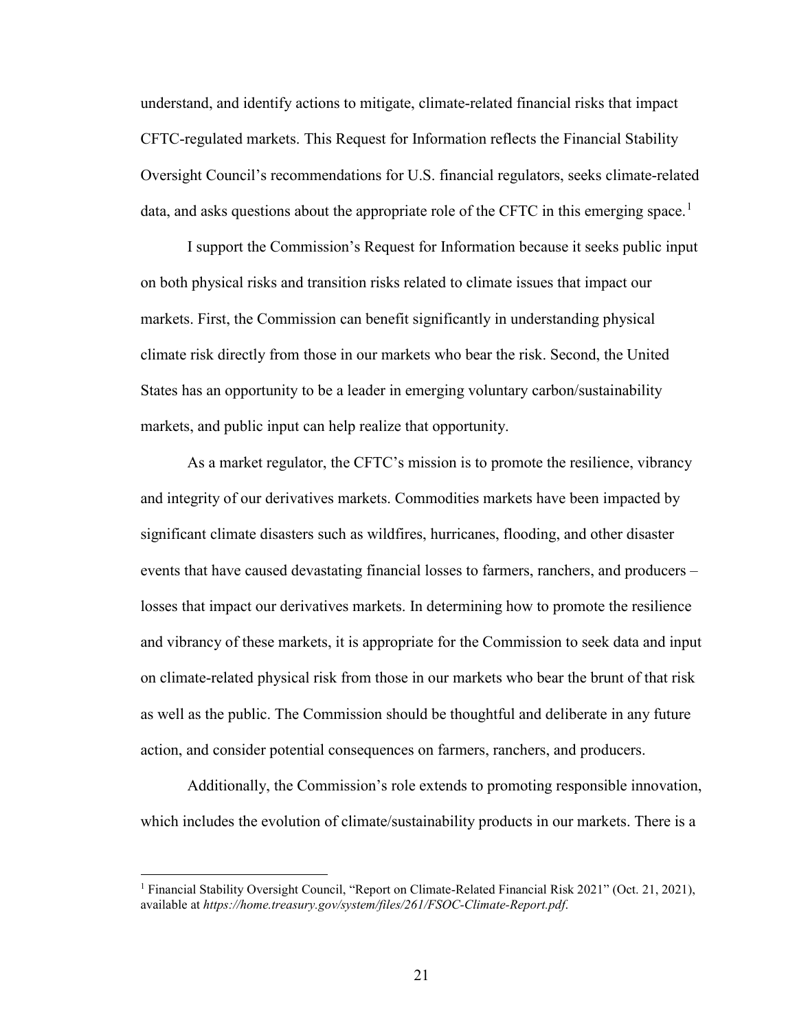understand, and identify actions to mitigate, climate-related financial risks that impact CFTC-regulated markets. This Request for Information reflects the Financial Stability Oversight Council's recommendations for U.S. financial regulators, seeks climate-related data, and asks questions about the appropriate role of the CFTC in this emerging space.[1]

I support the Commission's Request for Information because it seeks public input on both physical risks and transition risks related to climate issues that impact our markets. First, the Commission can benefit significantly in understanding physical climate risk directly from those in our markets who bear the risk. Second, the United States has an opportunity to be a leader in emerging voluntary carbon/sustainability markets, and public input can help realize that opportunity.

As a market regulator, the CFTC's mission is to promote the resilience, vibrancy and integrity of our derivatives markets. Commodities markets have been impacted by significant climate disasters such as wildfires, hurricanes, flooding, and other disaster events that have caused devastating financial losses to farmers, ranchers, and producers – losses that impact our derivatives markets. In determining how to promote the resilience and vibrancy of these markets, it is appropriate for the Commission to seek data and input on climate-related physical risk from those in our markets who bear the brunt of that risk as well as the public. The Commission should be thoughtful and deliberate in any future action, and consider potential consequences on farmers, ranchers, and producers.

Additionally, the Commission's role extends to promoting responsible innovation, which includes the evolution of climate/sustainability products in our markets. There is a

[1] Financial Stability Oversight Council, "Report on Climate-Related Financial Risk 2021" (Oct. 21, 2021), available at *https://home.treasury.gov/system/files/261/FSOC-Climate-Report.pdf*.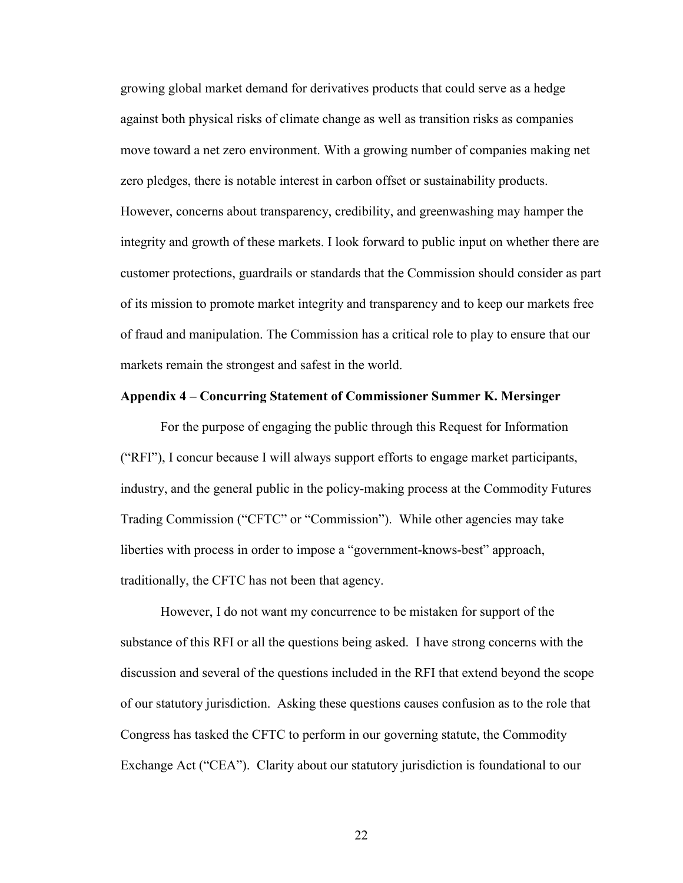growing global market demand for derivatives products that could serve as a hedge against both physical risks of climate change as well as transition risks as companies move toward a net zero environment. With a growing number of companies making net zero pledges, there is notable interest in carbon offset or sustainability products. However, concerns about transparency, credibility, and greenwashing may hamper the integrity and growth of these markets. I look forward to public input on whether there are customer protections, guardrails or standards that the Commission should consider as part of its mission to promote market integrity and transparency and to keep our markets free of fraud and manipulation. The Commission has a critical role to play to ensure that our markets remain the strongest and safest in the world.

**Appendix 4 – Concurring Statement of Commissioner Summer K. Mersinger**

For the purpose of engaging the public through this Request for Information ("RFI"), I concur because I will always support efforts to engage market participants, industry, and the general public in the policy-making process at the Commodity Futures Trading Commission ("CFTC" or "Commission"). While other agencies may take liberties with process in order to impose a "government-knows-best" approach, traditionally, the CFTC has not been that agency.

However, I do not want my concurrence to be mistaken for support of the substance of this RFI or all the questions being asked. I have strong concerns with the discussion and several of the questions included in the RFI that extend beyond the scope of our statutory jurisdiction. Asking these questions causes confusion as to the role that Congress has tasked the CFTC to perform in our governing statute, the Commodity Exchange Act ("CEA"). Clarity about our statutory jurisdiction is foundational to our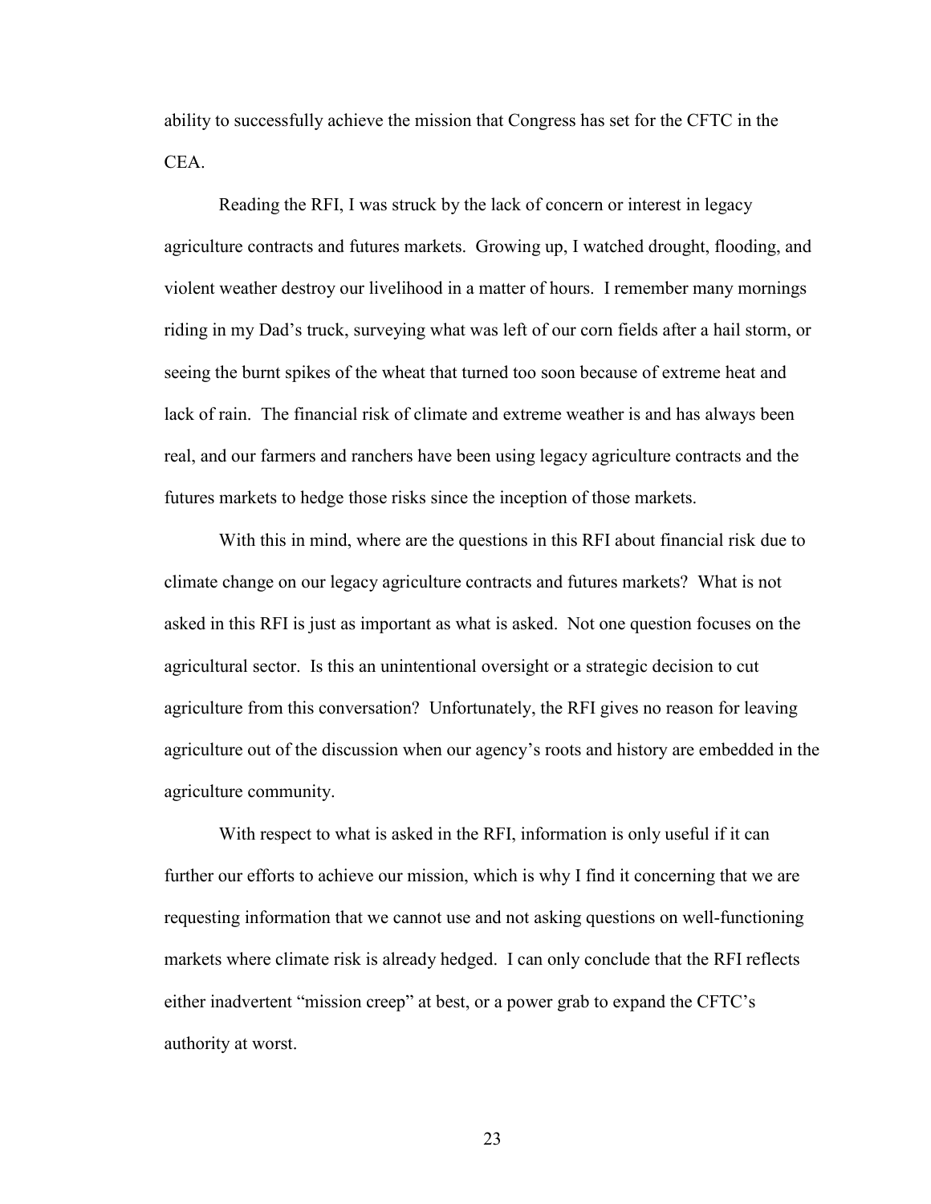ability to successfully achieve the mission that Congress has set for the CFTC in the CEA.

Reading the RFI, I was struck by the lack of concern or interest in legacy agriculture contracts and futures markets. Growing up, I watched drought, flooding, and violent weather destroy our livelihood in a matter of hours. I remember many mornings riding in my Dad's truck, surveying what was left of our corn fields after a hail storm, or seeing the burnt spikes of the wheat that turned too soon because of extreme heat and lack of rain. The financial risk of climate and extreme weather is and has always been real, and our farmers and ranchers have been using legacy agriculture contracts and the futures markets to hedge those risks since the inception of those markets.

With this in mind, where are the questions in this RFI about financial risk due to climate change on our legacy agriculture contracts and futures markets? What is not asked in this RFI is just as important as what is asked. Not one question focuses on the agricultural sector. Is this an unintentional oversight or a strategic decision to cut agriculture from this conversation? Unfortunately, the RFI gives no reason for leaving agriculture out of the discussion when our agency's roots and history are embedded in the agriculture community.

With respect to what is asked in the RFI, information is only useful if it can further our efforts to achieve our mission, which is why I find it concerning that we are requesting information that we cannot use and not asking questions on well-functioning markets where climate risk is already hedged. I can only conclude that the RFI reflects either inadvertent "mission creep" at best, or a power grab to expand the CFTC's authority at worst.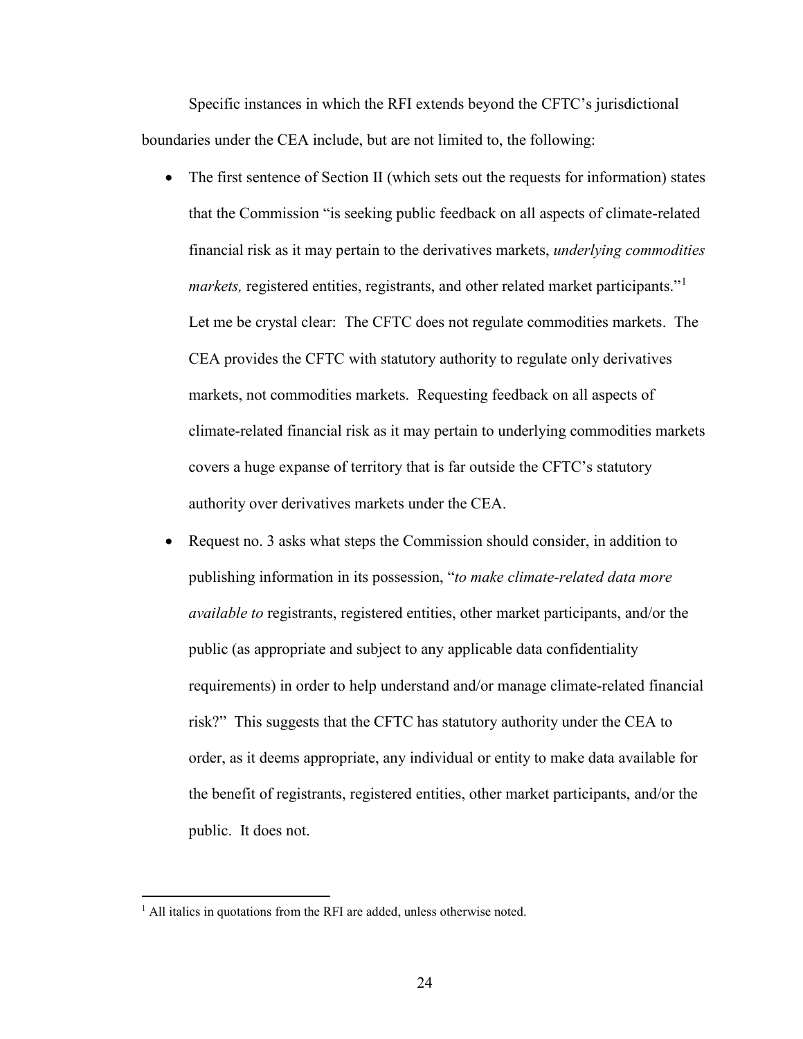Specific instances in which the RFI extends beyond the CFTC's jurisdictional boundaries under the CEA include, but are not limited to, the following:

- The first sentence of Section II (which sets out the requests for information) states that the Commission "is seeking public feedback on all aspects of climate-related financial risk as it may pertain to the derivatives markets, *underlying commodities markets,* registered entities, registrants, and other related market participants."[1] Let me be crystal clear: The CFTC does not regulate commodities markets. The CEA provides the CFTC with statutory authority to regulate only derivatives markets, not commodities markets. Requesting feedback on all aspects of climate-related financial risk as it may pertain to underlying commodities markets covers a huge expanse of territory that is far outside the CFTC's statutory authority over derivatives markets under the CEA.
- Request no. 3 asks what steps the Commission should consider, in addition to publishing information in its possession, "*to make climate-related data more available to* registrants, registered entities, other market participants, and/or the public (as appropriate and subject to any applicable data confidentiality requirements) in order to help understand and/or manage climate-related financial risk?" This suggests that the CFTC has statutory authority under the CEA to order, as it deems appropriate, any individual or entity to make data available for the benefit of registrants, registered entities, other market participants, and/or the public. It does not.

---

[1] All italics in quotations from the RFI are added, unless otherwise noted.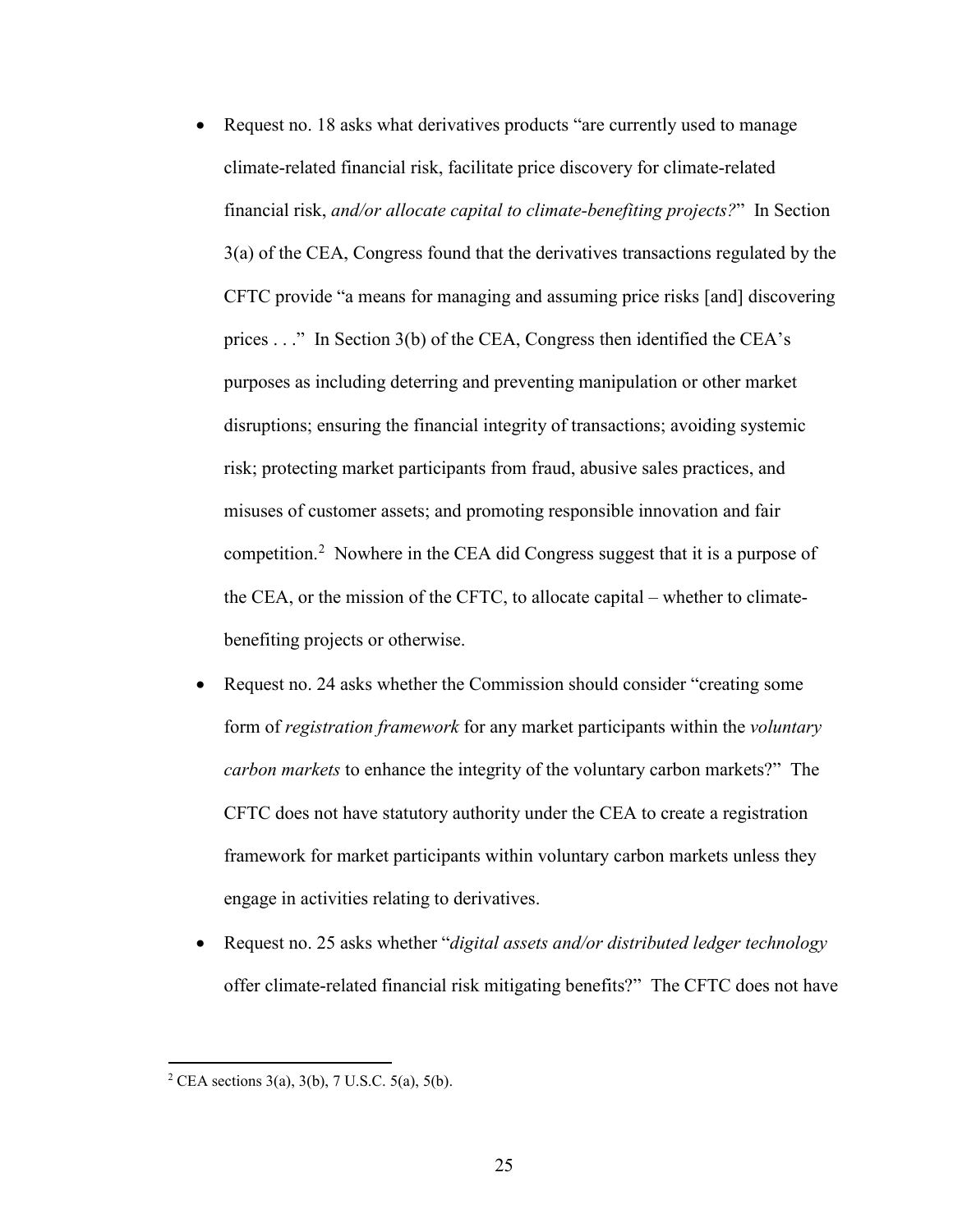- Request no. 18 asks what derivatives products "are currently used to manage climate-related financial risk, facilitate price discovery for climate-related financial risk, *and/or allocate capital to climate-benefiting projects?*" In Section 3(a) of the CEA, Congress found that the derivatives transactions regulated by the CFTC provide "a means for managing and assuming price risks [and] discovering prices . . ." In Section 3(b) of the CEA, Congress then identified the CEA's purposes as including deterring and preventing manipulation or other market disruptions; ensuring the financial integrity of transactions; avoiding systemic risk; protecting market participants from fraud, abusive sales practices, and misuses of customer assets; and promoting responsible innovation and fair competition.[2] Nowhere in the CEA did Congress suggest that it is a purpose of the CEA, or the mission of the CFTC, to allocate capital – whether to climate-benefiting projects or otherwise.
- Request no. 24 asks whether the Commission should consider "creating some form of *registration framework* for any market participants within the *voluntary carbon markets* to enhance the integrity of the voluntary carbon markets?" The CFTC does not have statutory authority under the CEA to create a registration framework for market participants within voluntary carbon markets unless they engage in activities relating to derivatives.
- Request no. 25 asks whether "*digital assets and/or distributed ledger technology* offer climate-related financial risk mitigating benefits?" The CFTC does not have

[2] CEA sections 3(a), 3(b), 7 U.S.C. 5(a), 5(b).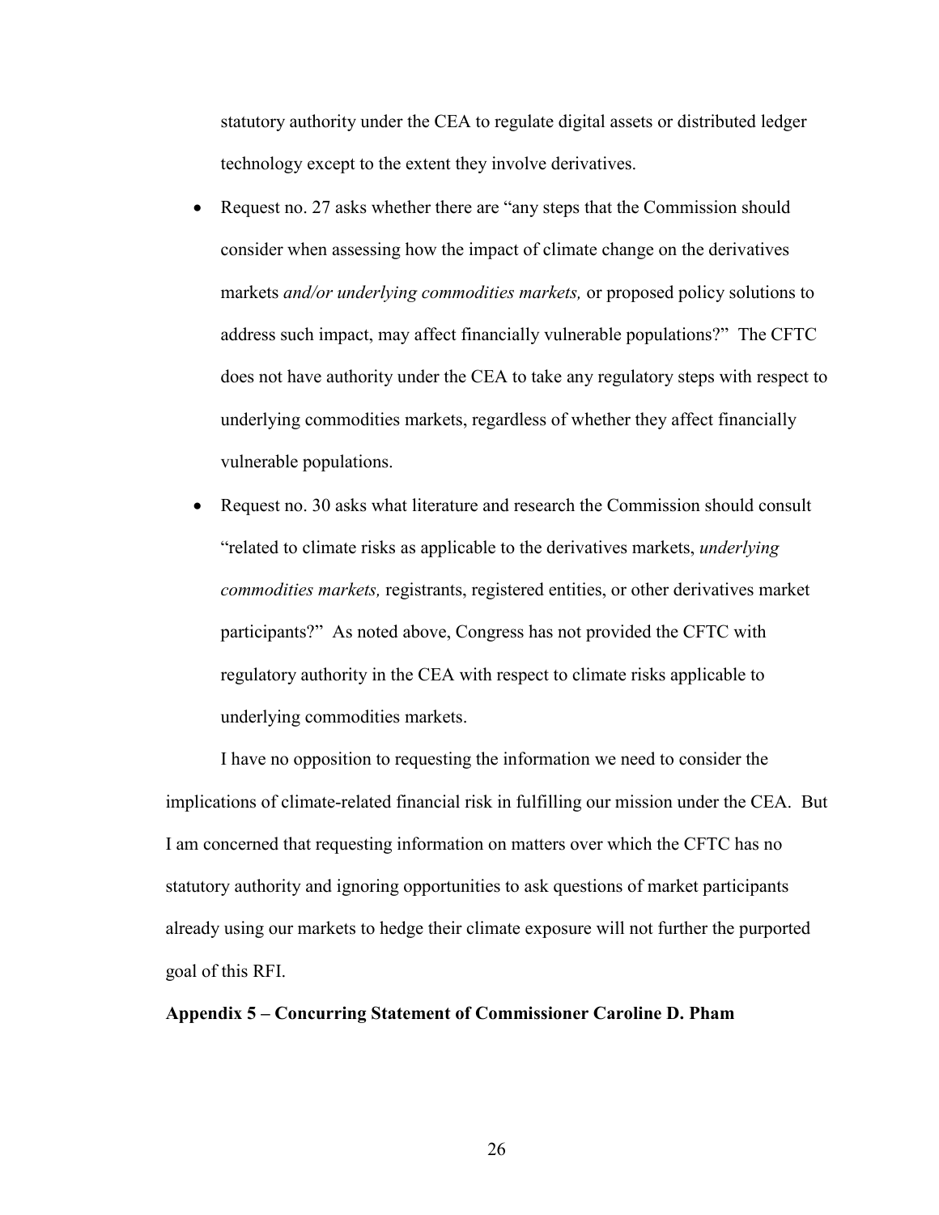statutory authority under the CEA to regulate digital assets or distributed ledger technology except to the extent they involve derivatives.

- Request no. 27 asks whether there are "any steps that the Commission should consider when assessing how the impact of climate change on the derivatives markets *and/or underlying commodities markets,* or proposed policy solutions to address such impact, may affect financially vulnerable populations?" The CFTC does not have authority under the CEA to take any regulatory steps with respect to underlying commodities markets, regardless of whether they affect financially vulnerable populations.
- Request no. 30 asks what literature and research the Commission should consult "related to climate risks as applicable to the derivatives markets, *underlying commodities markets,* registrants, registered entities, or other derivatives market participants?" As noted above, Congress has not provided the CFTC with regulatory authority in the CEA with respect to climate risks applicable to underlying commodities markets.

I have no opposition to requesting the information we need to consider the implications of climate-related financial risk in fulfilling our mission under the CEA. But I am concerned that requesting information on matters over which the CFTC has no statutory authority and ignoring opportunities to ask questions of market participants already using our markets to hedge their climate exposure will not further the purported goal of this RFI.

**Appendix 5 – Concurring Statement of Commissioner Caroline D. Pham**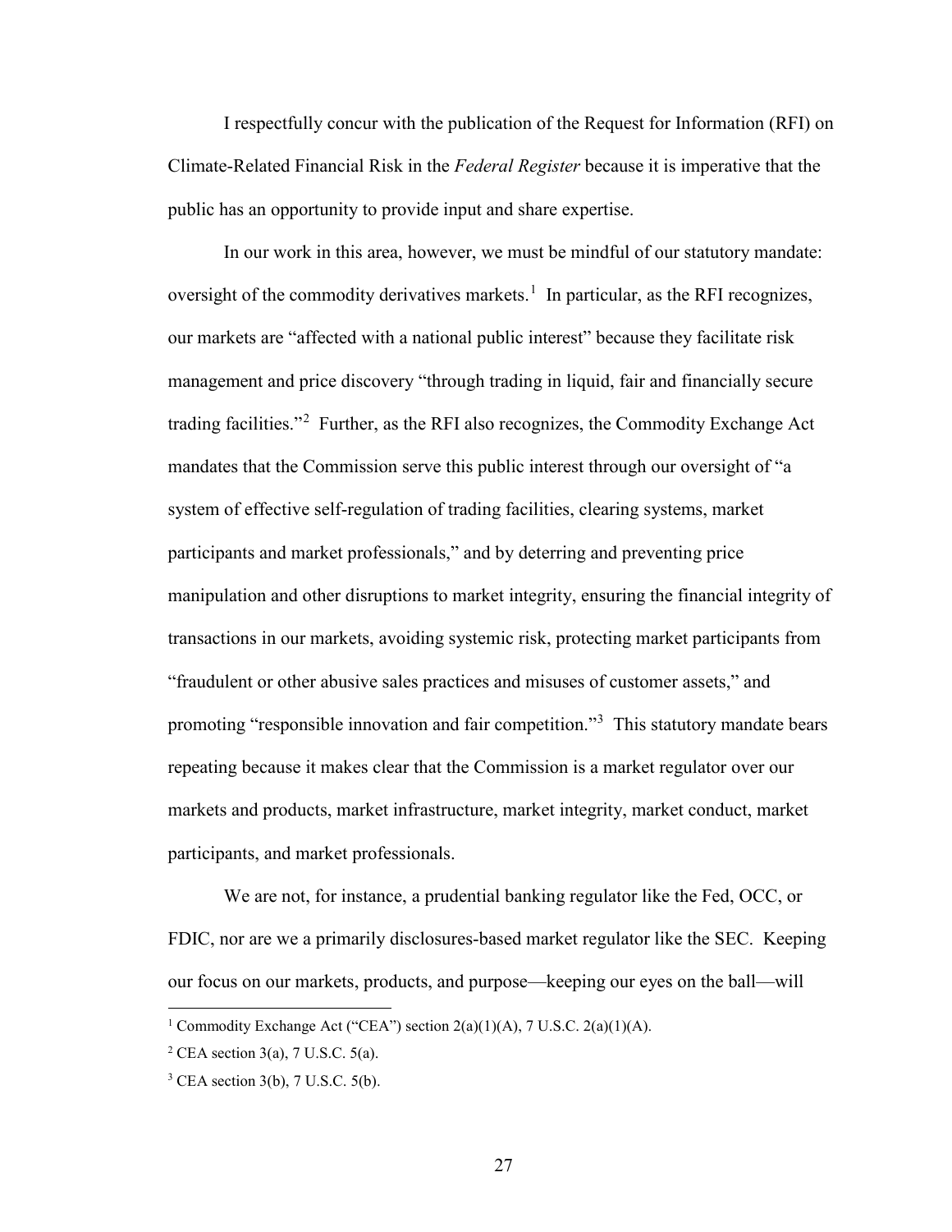I respectfully concur with the publication of the Request for Information (RFI) on Climate-Related Financial Risk in the *Federal Register* because it is imperative that the public has an opportunity to provide input and share expertise.

In our work in this area, however, we must be mindful of our statutory mandate: oversight of the commodity derivatives markets.[1] In particular, as the RFI recognizes, our markets are "affected with a national public interest" because they facilitate risk management and price discovery "through trading in liquid, fair and financially secure trading facilities."[2] Further, as the RFI also recognizes, the Commodity Exchange Act mandates that the Commission serve this public interest through our oversight of "a system of effective self-regulation of trading facilities, clearing systems, market participants and market professionals," and by deterring and preventing price manipulation and other disruptions to market integrity, ensuring the financial integrity of transactions in our markets, avoiding systemic risk, protecting market participants from "fraudulent or other abusive sales practices and misuses of customer assets," and promoting "responsible innovation and fair competition."[3] This statutory mandate bears repeating because it makes clear that the Commission is a market regulator over our markets and products, market infrastructure, market integrity, market conduct, market participants, and market professionals.

We are not, for instance, a prudential banking regulator like the Fed, OCC, or FDIC, nor are we a primarily disclosures-based market regulator like the SEC. Keeping our focus on our markets, products, and purpose—keeping our eyes on the ball—will

---

[1] Commodity Exchange Act ("CEA") section 2(a)(1)(A), 7 U.S.C. 2(a)(1)(A).

[2] CEA section 3(a), 7 U.S.C. 5(a).

[3] CEA section 3(b), 7 U.S.C. 5(b).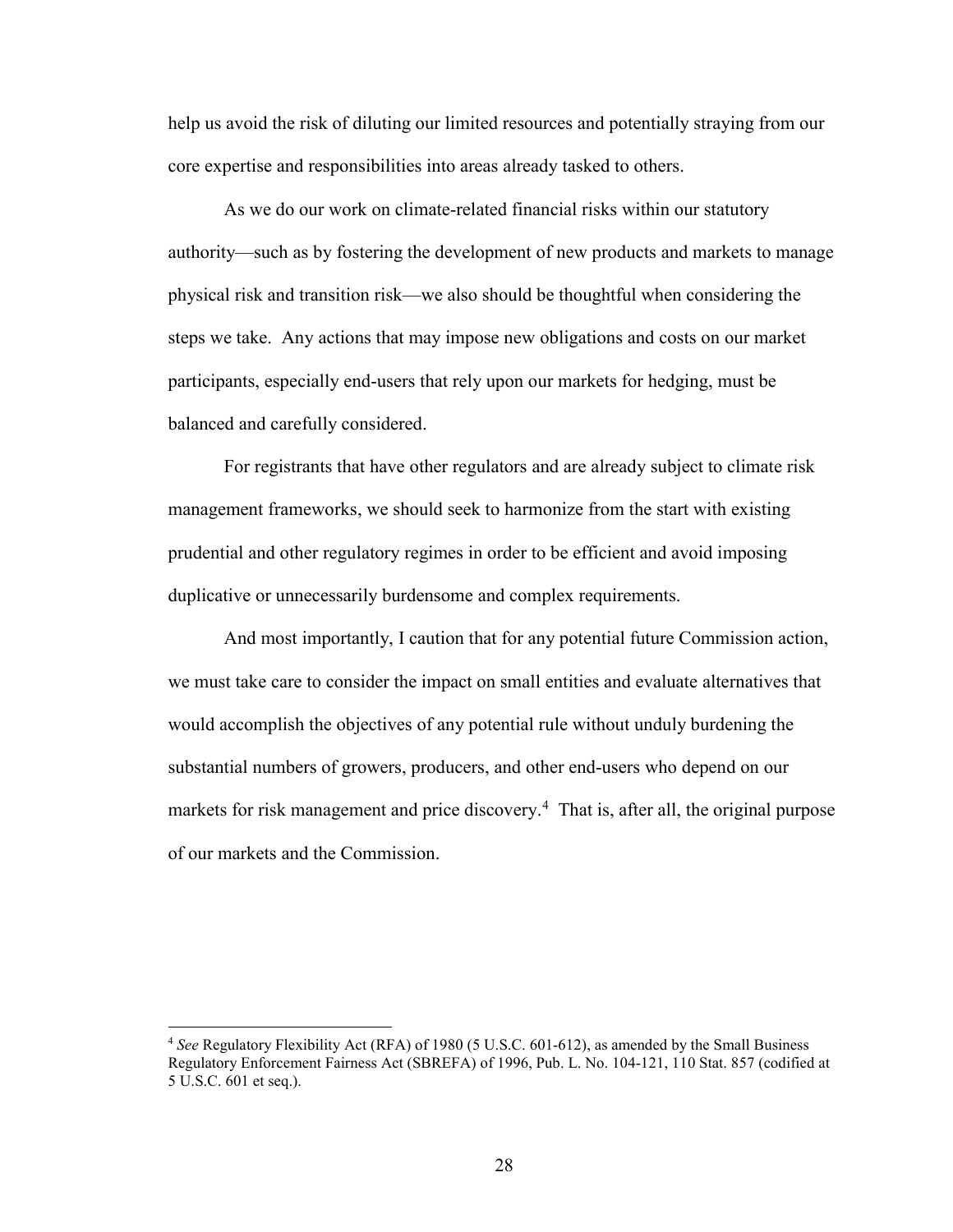help us avoid the risk of diluting our limited resources and potentially straying from our core expertise and responsibilities into areas already tasked to others.

As we do our work on climate-related financial risks within our statutory authority—such as by fostering the development of new products and markets to manage physical risk and transition risk—we also should be thoughtful when considering the steps we take. Any actions that may impose new obligations and costs on our market participants, especially end-users that rely upon our markets for hedging, must be balanced and carefully considered.

For registrants that have other regulators and are already subject to climate risk management frameworks, we should seek to harmonize from the start with existing prudential and other regulatory regimes in order to be efficient and avoid imposing duplicative or unnecessarily burdensome and complex requirements.

And most importantly, I caution that for any potential future Commission action, we must take care to consider the impact on small entities and evaluate alternatives that would accomplish the objectives of any potential rule without unduly burdening the substantial numbers of growers, producers, and other end-users who depend on our markets for risk management and price discovery.[4] That is, after all, the original purpose of our markets and the Commission.

[4] *See* Regulatory Flexibility Act (RFA) of 1980 (5 U.S.C. 601-612), as amended by the Small Business Regulatory Enforcement Fairness Act (SBREFA) of 1996, Pub. L. No. 104-121, 110 Stat. 857 (codified at 5 U.S.C. 601 et seq.).